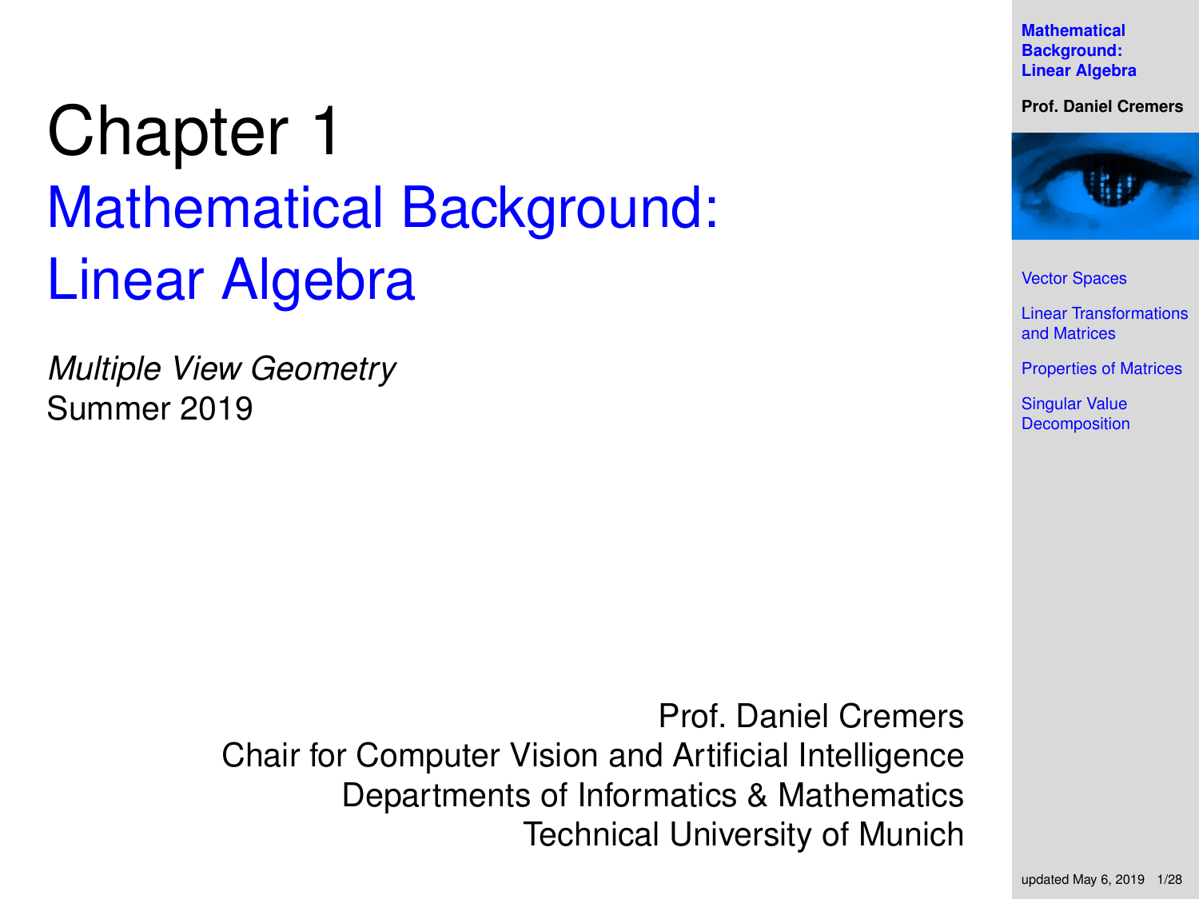# Chapter 1

## Mathematical Background: Linear Algebra

*Multiple View Geometry*
Summer 2019

Prof. Daniel Cremers
Chair for Computer Vision and Artificial Intelligence
Departments of Informatics & Mathematics
Technical University of Munich

**Mathematical Background: Linear Algebra**

**Prof. Daniel Cremers**

- Vector Spaces
- Linear Transformations and Matrices
- Properties of Matrices
- Singular Value Decomposition

updated May 6, 2019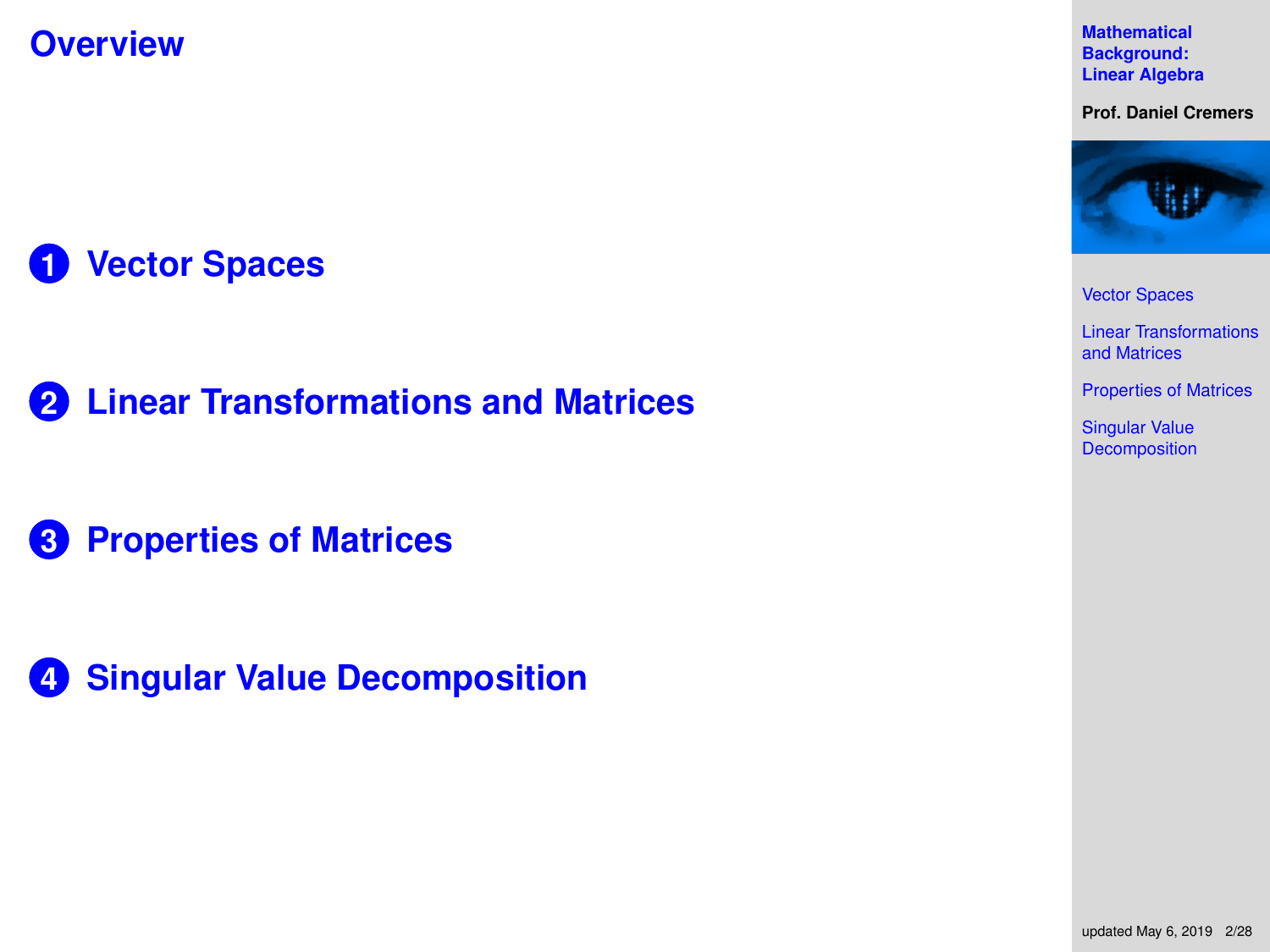# Overview

1. **Vector Spaces**
2. **Linear Transformations and Matrices**
3. **Properties of Matrices**
4. **Singular Value Decomposition**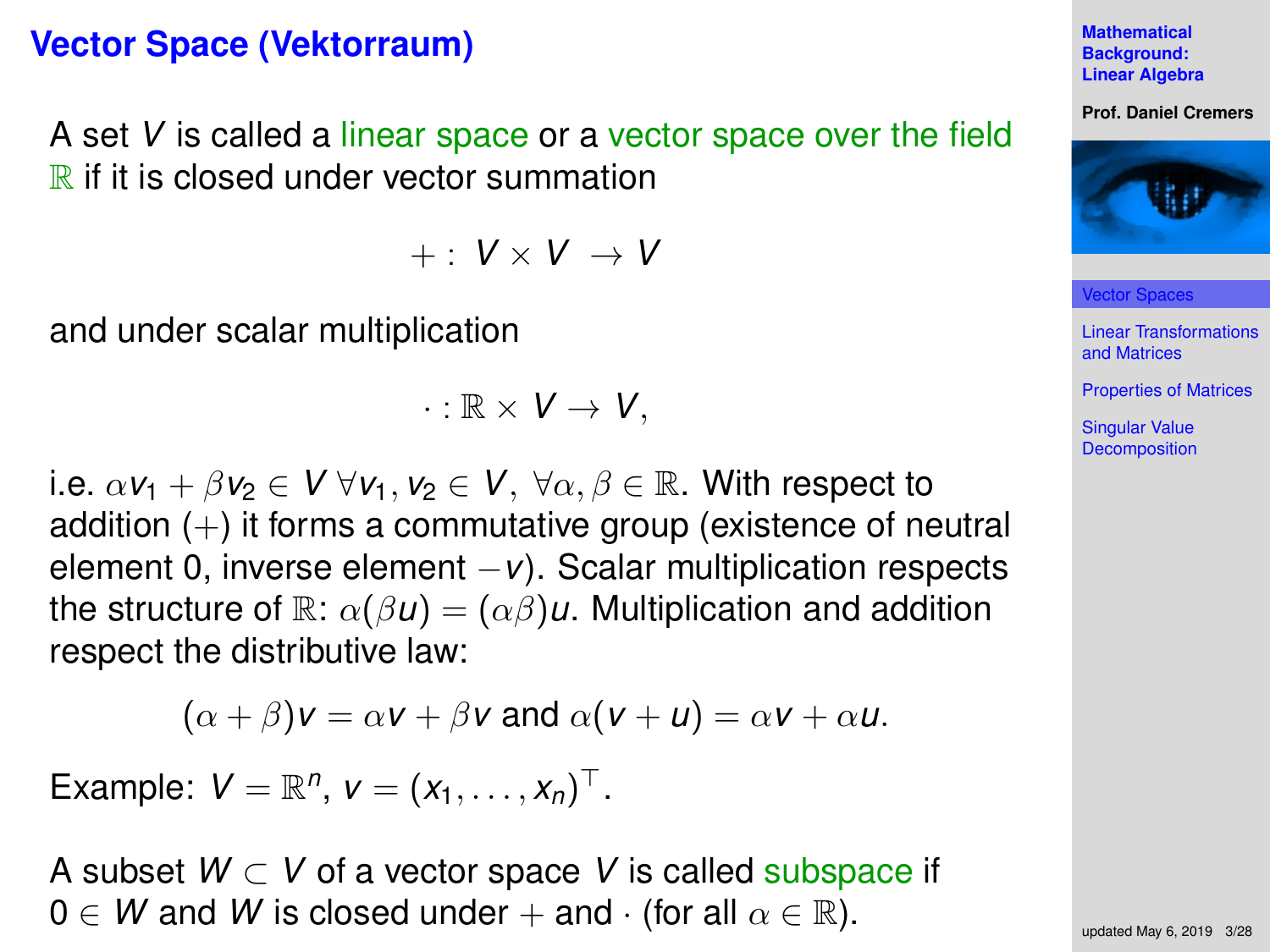# Vector Space (Vektorraum)

A set $V$ is called a linear space or a vector space over the field $\mathbb{R}$ if it is closed under vector summation

$$+: V \times V \rightarrow V$$

and under scalar multiplication

$$\cdot : \mathbb{R} \times V \rightarrow V,$$

i.e. $\alpha v_1 + \beta v_2 \in V \; \forall v_1, v_2 \in V, \; \forall \alpha, \beta \in \mathbb{R}$. With respect to addition ($+$) it forms a commutative group (existence of neutral element 0, inverse element $-v$). Scalar multiplication respects the structure of $\mathbb{R}$: $\alpha(\beta u) = (\alpha\beta)u$. Multiplication and addition respect the distributive law:

$$(\alpha + \beta)v = \alpha v + \beta v \text{ and } \alpha(v + u) = \alpha v + \alpha u.$$

Example: $V = \mathbb{R}^n$, $v = (x_1, \ldots, x_n)^\top$.

A subset $W \subset V$ of a vector space $V$ is called subspace if $0 \in W$ and $W$ is closed under $+$ and $\cdot$ (for all $\alpha \in \mathbb{R}$).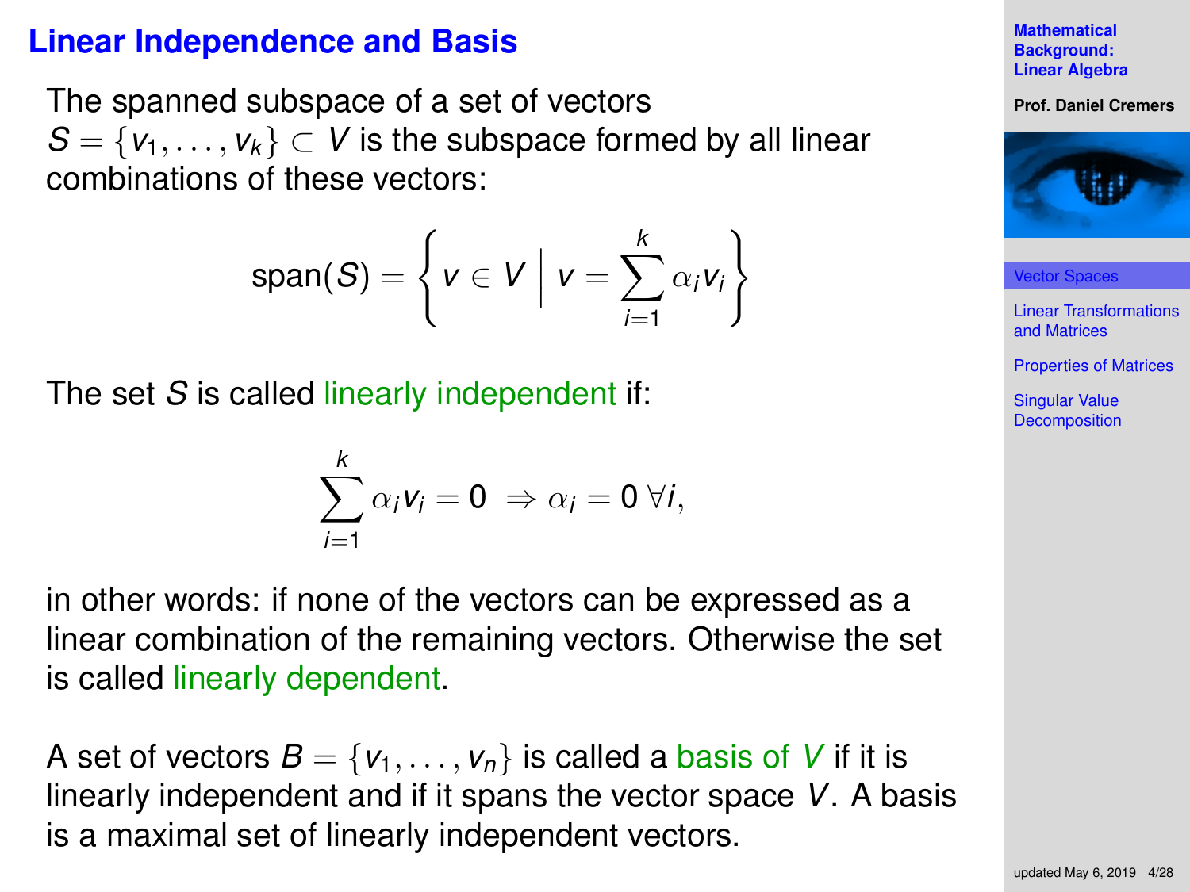## Linear Independence and Basis

The spanned subspace of a set of vectors $S = \{v_1, \ldots, v_k\} \subset V$ is the subspace formed by all linear combinations of these vectors:

$$\text{span}(S) = \left\{ v \in V \;\middle|\; v = \sum_{i=1}^{k} \alpha_i v_i \right\}$$

The set $S$ is called linearly independent if:

$$\sum_{i=1}^{k} \alpha_i v_i = 0 \;\Rightarrow \alpha_i = 0 \;\forall i,$$

in other words: if none of the vectors can be expressed as a linear combination of the remaining vectors. Otherwise the set is called linearly dependent.

A set of vectors $B = \{v_1, \ldots, v_n\}$ is called a basis of $V$ if it is linearly independent and if it spans the vector space $V$. A basis is a maximal set of linearly independent vectors.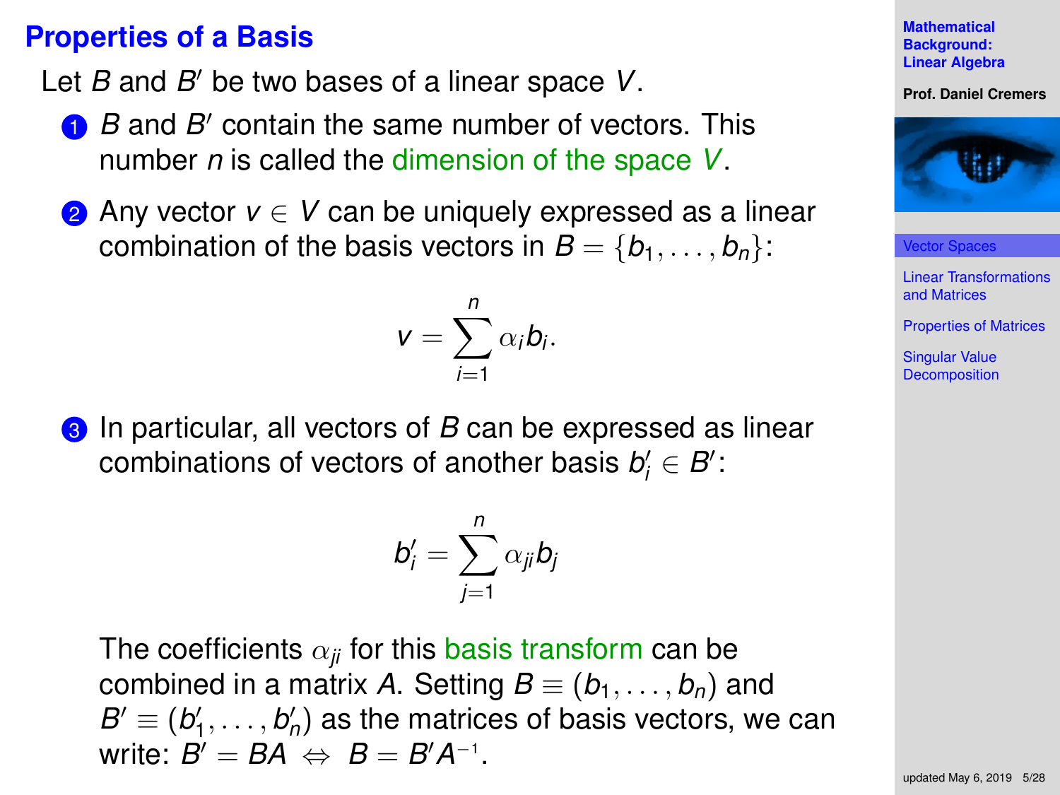# Properties of a Basis

Let $B$ and $B'$ be two bases of a linear space $V$.

1. $B$ and $B'$ contain the same number of vectors. This number $n$ is called the dimension of the space $V$.

2. Any vector $v \in V$ can be uniquely expressed as a linear combination of the basis vectors in $B = \{b_1, \ldots, b_n\}$:

$$v = \sum_{i=1}^{n} \alpha_i b_i.$$

3. In particular, all vectors of $B$ can be expressed as linear combinations of vectors of another basis $b'_i \in B'$:

$$b'_i = \sum_{j=1}^{n} \alpha_{ji} b_j$$

   The coefficients $\alpha_{ji}$ for this basis transform can be combined in a matrix $A$. Setting $B \equiv (b_1, \ldots, b_n)$ and $B' \equiv (b'_1, \ldots, b'_n)$ as the matrices of basis vectors, we can write: $B' = BA \Leftrightarrow B = B'A^{-1}$.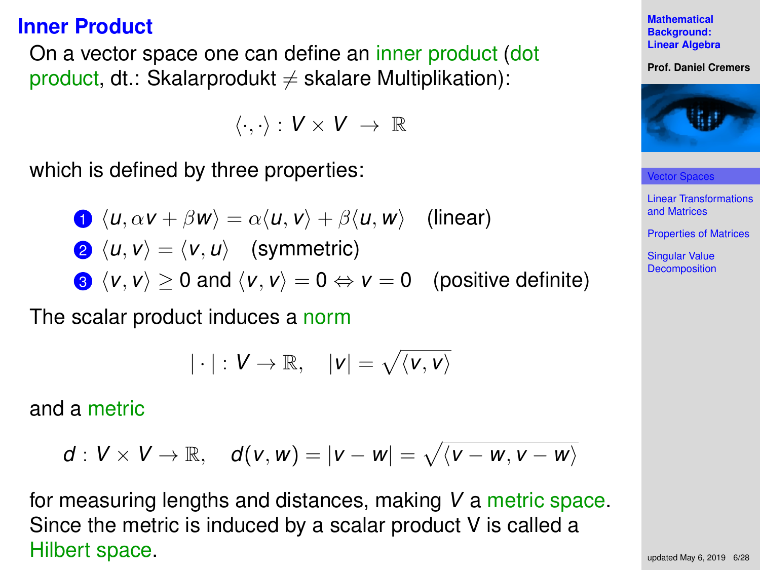## Inner Product

On a vector space one can define an inner product (dot product, dt.: Skalarprodukt $\neq$ skalare Multiplikation):

$$\langle \cdot, \cdot \rangle : V \times V \; \rightarrow \; \mathbb{R}$$

which is defined by three properties:

1. $\langle u, \alpha v + \beta w \rangle = \alpha \langle u, v \rangle + \beta \langle u, w \rangle$ (linear)
2. $\langle u, v \rangle = \langle v, u \rangle$ (symmetric)
3. $\langle v, v \rangle \geq 0$ and $\langle v, v \rangle = 0 \Leftrightarrow v = 0$ (positive definite)

The scalar product induces a norm

$$| \cdot | : V \rightarrow \mathbb{R}, \quad |v| = \sqrt{\langle v, v \rangle}$$

and a metric

$$d : V \times V \rightarrow \mathbb{R}, \quad d(v, w) = |v - w| = \sqrt{\langle v - w, v - w \rangle}$$

for measuring lengths and distances, making $V$ a metric space. Since the metric is induced by a scalar product V is called a Hilbert space.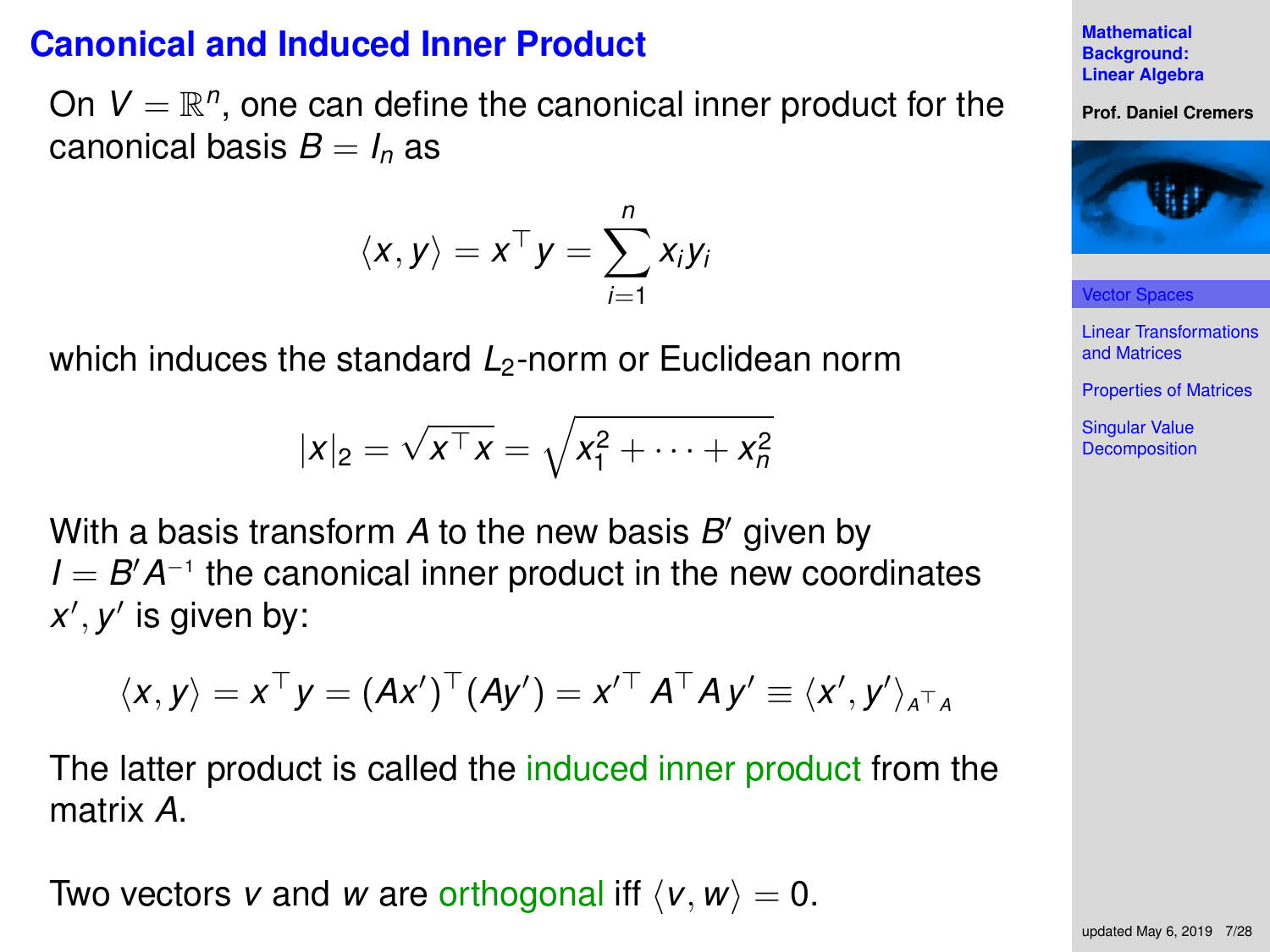# Canonical and Induced Inner Product

On $V = \mathbb{R}^n$, one can define the canonical inner product for the canonical basis $B = I_n$ as

$$\langle x, y \rangle = x^\top y = \sum_{i=1}^{n} x_i y_i$$

which induces the standard $L_2$-norm or Euclidean norm

$$|x|_2 = \sqrt{x^\top x} = \sqrt{x_1^2 + \cdots + x_n^2}$$

With a basis transform $A$ to the new basis $B'$ given by $I = B' A^{-1}$ the canonical inner product in the new coordinates $x', y'$ is given by:

$$\langle x, y \rangle = x^\top y = (Ax')^\top (Ay') = x'^\top A^\top A \, y' \equiv \langle x', y' \rangle_{A^\top A}$$

The latter product is called the induced inner product from the matrix $A$.

Two vectors $v$ and $w$ are orthogonal iff $\langle v, w \rangle = 0$.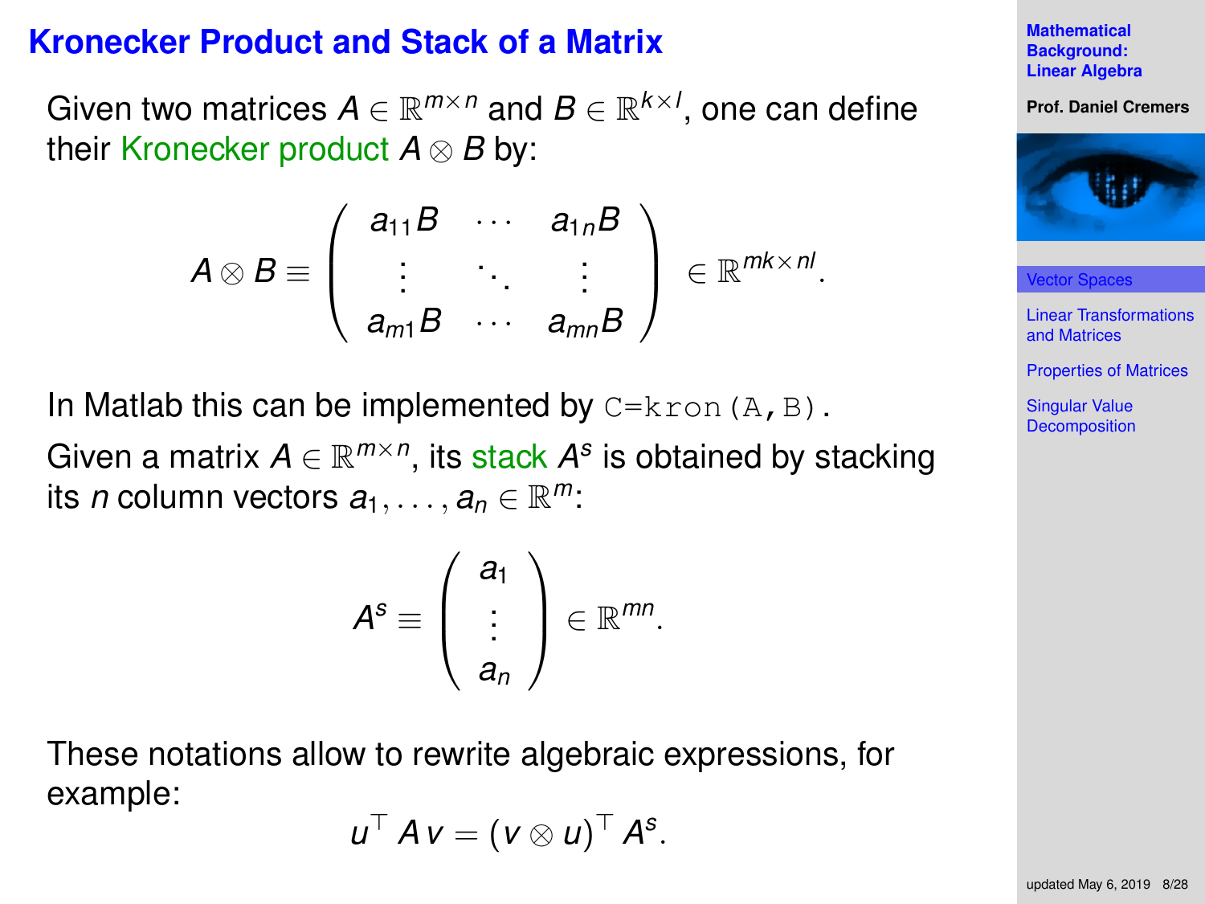# Kronecker Product and Stack of a Matrix

Given two matrices $A \in \mathbb{R}^{m \times n}$ and $B \in \mathbb{R}^{k \times l}$, one can define their Kronecker product $A \otimes B$ by:

$$A \otimes B \equiv \begin{pmatrix} a_{11}B & \cdots & a_{1n}B \\ \vdots & \ddots & \vdots \\ a_{m1}B & \cdots & a_{mn}B \end{pmatrix} \in \mathbb{R}^{mk \times nl}.$$

In Matlab this can be implemented by `C=kron(A,B)`.

Given a matrix $A \in \mathbb{R}^{m \times n}$, its stack $A^s$ is obtained by stacking its $n$ column vectors $a_1, \ldots, a_n \in \mathbb{R}^m$:

$$A^s \equiv \begin{pmatrix} a_1 \\ \vdots \\ a_n \end{pmatrix} \in \mathbb{R}^{mn}.$$

These notations allow to rewrite algebraic expressions, for example:

$$u^\top A\, v = (v \otimes u)^\top A^s.$$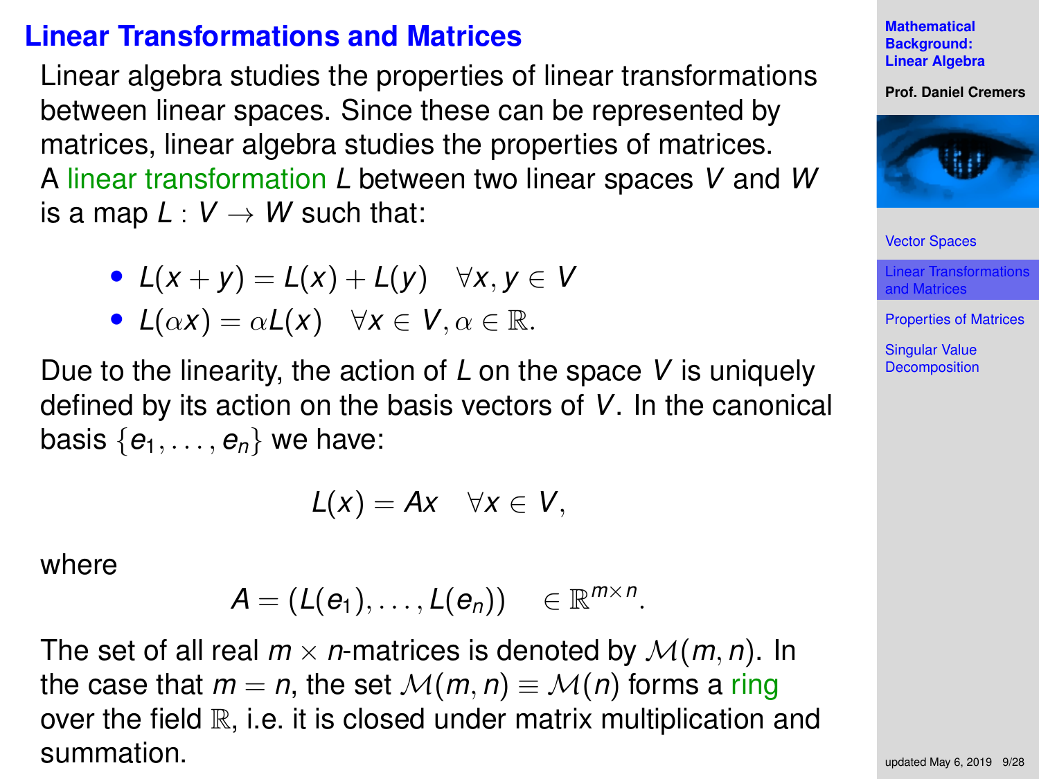## Linear Transformations and Matrices

Linear algebra studies the properties of linear transformations between linear spaces. Since these can be represented by matrices, linear algebra studies the properties of matrices. A linear transformation $L$ between two linear spaces $V$ and $W$ is a map $L : V \to W$ such that:

- $L(x + y) = L(x) + L(y) \quad \forall x, y \in V$
- $L(\alpha x) = \alpha L(x) \quad \forall x \in V, \alpha \in \mathbb{R}.$

Due to the linearity, the action of $L$ on the space $V$ is uniquely defined by its action on the basis vectors of $V$. In the canonical basis $\{e_1, \dots, e_n\}$ we have:

$$L(x) = Ax \quad \forall x \in V,$$

where

$$A = (L(e_1), \dots, L(e_n)) \quad \in \mathbb{R}^{m \times n}.$$

The set of all real $m \times n$-matrices is denoted by $\mathcal{M}(m, n)$. In the case that $m = n$, the set $\mathcal{M}(m, n) \equiv \mathcal{M}(n)$ forms a ring over the field $\mathbb{R}$, i.e. it is closed under matrix multiplication and summation.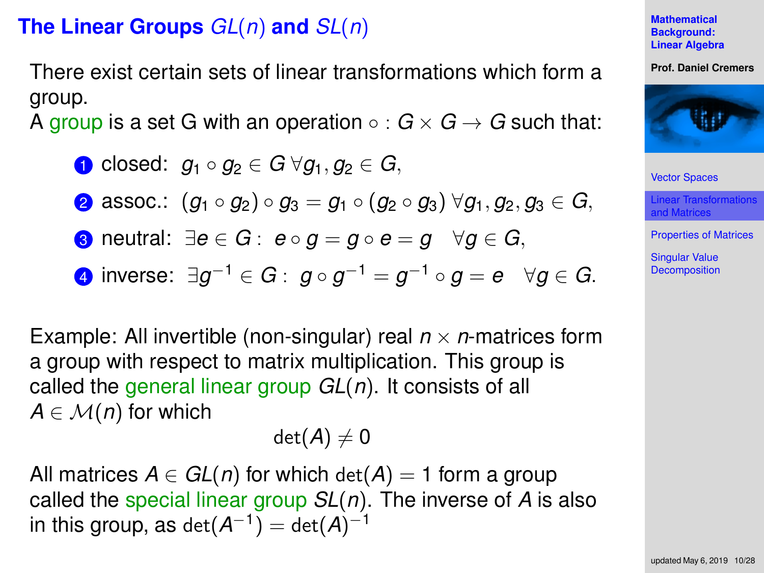## The Linear Groups $GL(n)$ and $SL(n)$

There exist certain sets of linear transformations which form a group.
A group is a set G with an operation $\circ : G \times G \to G$ such that:

1. closed: $g_1 \circ g_2 \in G \; \forall g_1, g_2 \in G$,
2. assoc.: $(g_1 \circ g_2) \circ g_3 = g_1 \circ (g_2 \circ g_3) \; \forall g_1, g_2, g_3 \in G$,
3. neutral: $\exists e \in G : \; e \circ g = g \circ e = g \quad \forall g \in G$,
4. inverse: $\exists g^{-1} \in G : \; g \circ g^{-1} = g^{-1} \circ g = e \quad \forall g \in G$.

Example: All invertible (non-singular) real $n \times n$-matrices form a group with respect to matrix multiplication. This group is called the general linear group $GL(n)$. It consists of all $A \in \mathcal{M}(n)$ for which

$$\det(A) \neq 0$$

All matrices $A \in GL(n)$ for which $\det(A) = 1$ form a group called the special linear group $SL(n)$. The inverse of $A$ is also in this group, as $\det(A^{-1}) = \det(A)^{-1}$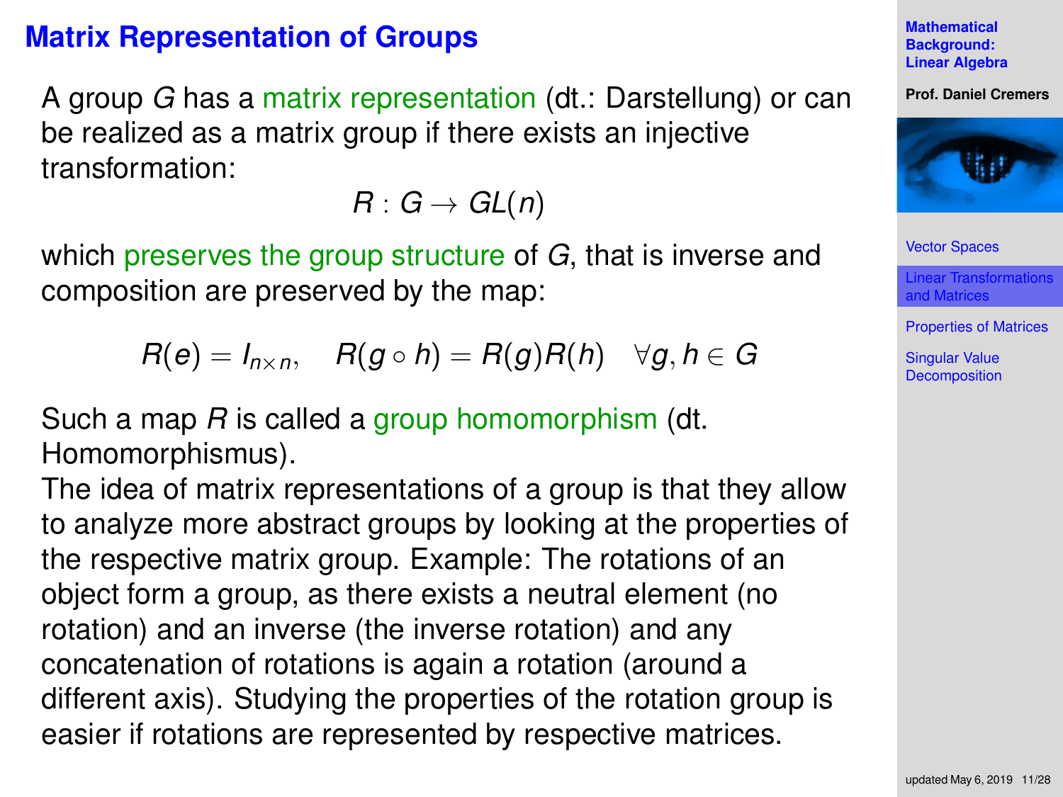# Matrix Representation of Groups

A group $G$ has a matrix representation (dt.: Darstellung) or can be realized as a matrix group if there exists an injective transformation:

$$R : G \to GL(n)$$

which preserves the group structure of $G$, that is inverse and composition are preserved by the map:

$$R(e) = I_{n \times n}, \quad R(g \circ h) = R(g)R(h) \quad \forall g, h \in G$$

Such a map $R$ is called a group homomorphism (dt. Homomorphismus).

The idea of matrix representations of a group is that they allow to analyze more abstract groups by looking at the properties of the respective matrix group. Example: The rotations of an object form a group, as there exists a neutral element (no rotation) and an inverse (the inverse rotation) and any concatenation of rotations is again a rotation (around a different axis). Studying the properties of the rotation group is easier if rotations are represented by respective matrices.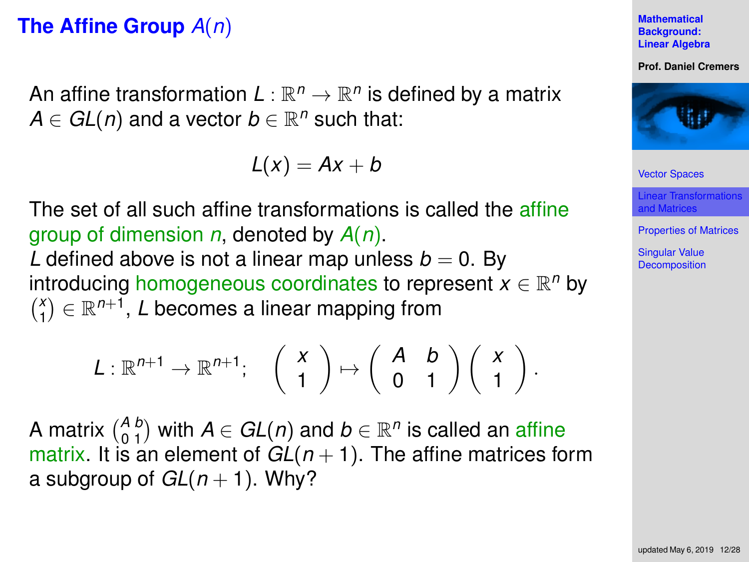# The Affine Group $A(n)$

An affine transformation $L : \mathbb{R}^n \to \mathbb{R}^n$ is defined by a matrix $A \in GL(n)$ and a vector $b \in \mathbb{R}^n$ such that:

$$L(x) = Ax + b$$

The set of all such affine transformations is called the affine group of dimension $n$, denoted by $A(n)$.

$L$ defined above is not a linear map unless $b = 0$. By introducing homogeneous coordinates to represent $x \in \mathbb{R}^n$ by $\binom{x}{1} \in \mathbb{R}^{n+1}$, $L$ becomes a linear mapping from

$$L : \mathbb{R}^{n+1} \to \mathbb{R}^{n+1}; \quad \begin{pmatrix} x \\ 1 \end{pmatrix} \mapsto \begin{pmatrix} A & b \\ 0 & 1 \end{pmatrix} \begin{pmatrix} x \\ 1 \end{pmatrix}.$$

A matrix $\begin{pmatrix} A & b \\ 0 & 1 \end{pmatrix}$ with $A \in GL(n)$ and $b \in \mathbb{R}^n$ is called an affine matrix. It is an element of $GL(n+1)$. The affine matrices form a subgroup of $GL(n+1)$. Why?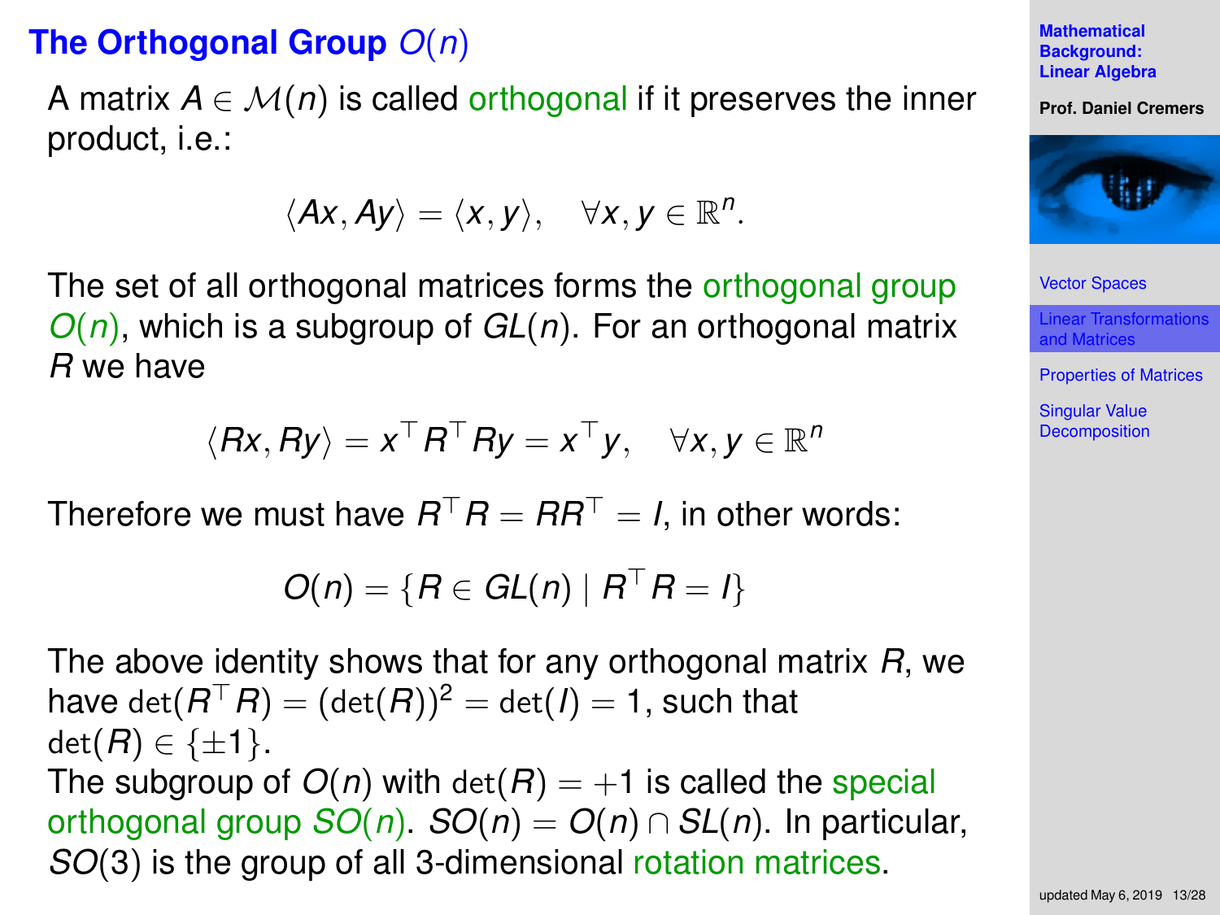# The Orthogonal Group $O(n)$

A matrix $A \in \mathcal{M}(n)$ is called orthogonal if it preserves the inner product, i.e.:

$$\langle Ax, Ay \rangle = \langle x, y \rangle, \quad \forall x, y \in \mathbb{R}^n.$$

The set of all orthogonal matrices forms the orthogonal group $O(n)$, which is a subgroup of $GL(n)$. For an orthogonal matrix $R$ we have

$$\langle Rx, Ry \rangle = x^\top R^\top R y = x^\top y, \quad \forall x, y \in \mathbb{R}^n$$

Therefore we must have $R^\top R = R R^\top = I$, in other words:

$$O(n) = \{R \in GL(n) \mid R^\top R = I\}$$

The above identity shows that for any orthogonal matrix $R$, we have $\det(R^\top R) = (\det(R))^2 = \det(I) = 1$, such that $\det(R) \in \{\pm 1\}$.
The subgroup of $O(n)$ with $\det(R) = +1$ is called the special orthogonal group $SO(n)$. $SO(n) = O(n) \cap SL(n)$. In particular, $SO(3)$ is the group of all 3-dimensional rotation matrices.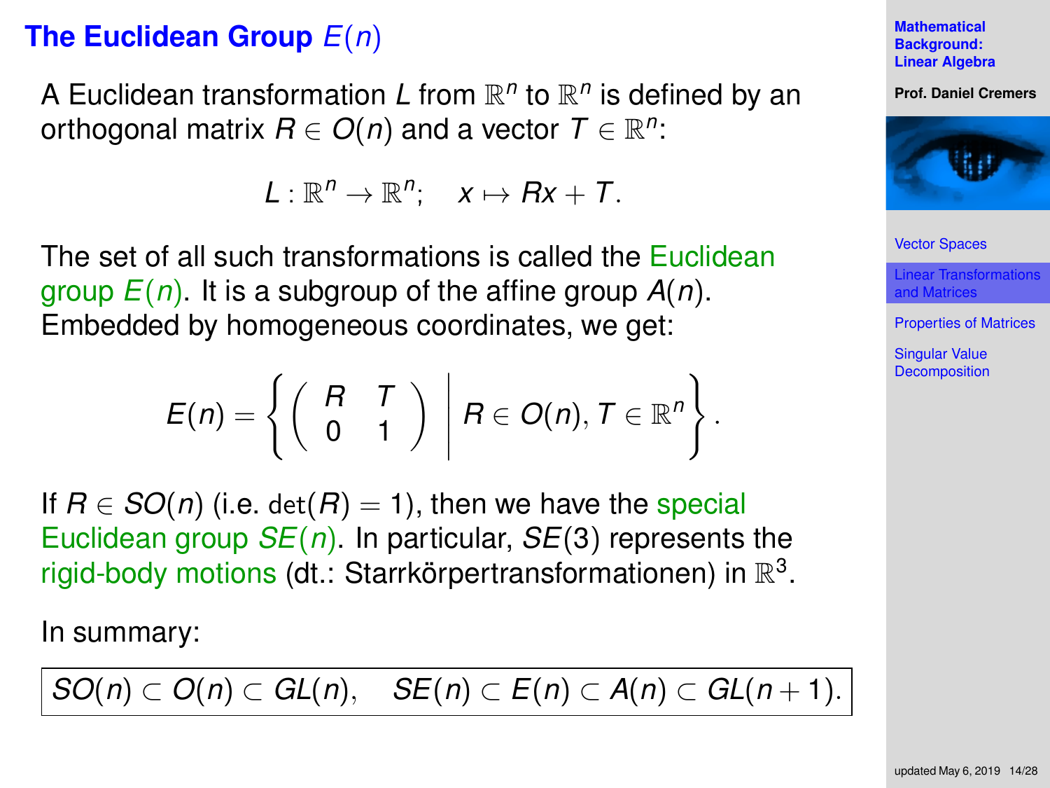# The Euclidean Group $E(n)$

A Euclidean transformation $L$ from $\mathbb{R}^n$ to $\mathbb{R}^n$ is defined by an orthogonal matrix $R \in O(n)$ and a vector $T \in \mathbb{R}^n$:

$$L : \mathbb{R}^n \to \mathbb{R}^n; \quad x \mapsto Rx + T.$$

The set of all such transformations is called the Euclidean group $E(n)$. It is a subgroup of the affine group $A(n)$. Embedded by homogeneous coordinates, we get:

$$E(n) = \left\{ \begin{pmatrix} R & T \\ 0 & 1 \end{pmatrix} \middle| R \in O(n), T \in \mathbb{R}^n \right\}.$$

If $R \in SO(n)$ (i.e. $\det(R) = 1$), then we have the special Euclidean group $SE(n)$. In particular, $SE(3)$ represents the rigid-body motions (dt.: Starrkörpertransformationen) in $\mathbb{R}^3$.

In summary:

$$SO(n) \subset O(n) \subset GL(n), \quad SE(n) \subset E(n) \subset A(n) \subset GL(n+1).$$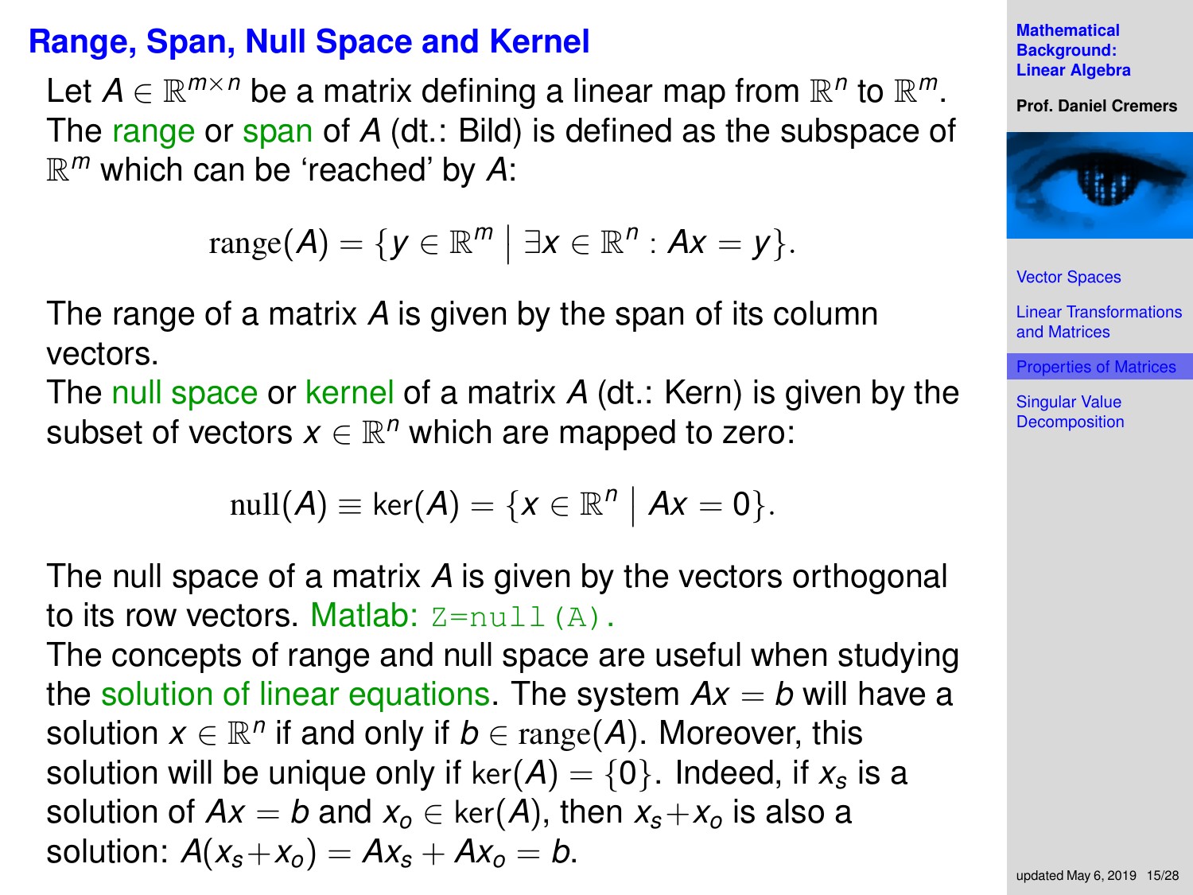## Range, Span, Null Space and Kernel

Let $A \in \mathbb{R}^{m \times n}$ be a matrix defining a linear map from $\mathbb{R}^n$ to $\mathbb{R}^m$. The range or span of $A$ (dt.: Bild) is defined as the subspace of $\mathbb{R}^m$ which can be 'reached' by $A$:

$$\text{range}(A) = \{y \in \mathbb{R}^m \mid \exists x \in \mathbb{R}^n : Ax = y\}.$$

The range of a matrix $A$ is given by the span of its column vectors.

The null space or kernel of a matrix $A$ (dt.: Kern) is given by the subset of vectors $x \in \mathbb{R}^n$ which are mapped to zero:

$$\text{null}(A) \equiv \ker(A) = \{x \in \mathbb{R}^n \mid Ax = 0\}.$$

The null space of a matrix $A$ is given by the vectors orthogonal to its row vectors. Matlab: `Z=null(A)`.

The concepts of range and null space are useful when studying the solution of linear equations. The system $Ax = b$ will have a solution $x \in \mathbb{R}^n$ if and only if $b \in \text{range}(A)$. Moreover, this solution will be unique only if $\ker(A) = \{0\}$. Indeed, if $x_s$ is a solution of $Ax = b$ and $x_o \in \ker(A)$, then $x_s + x_o$ is also a solution: $A(x_s + x_o) = Ax_s + Ax_o = b$.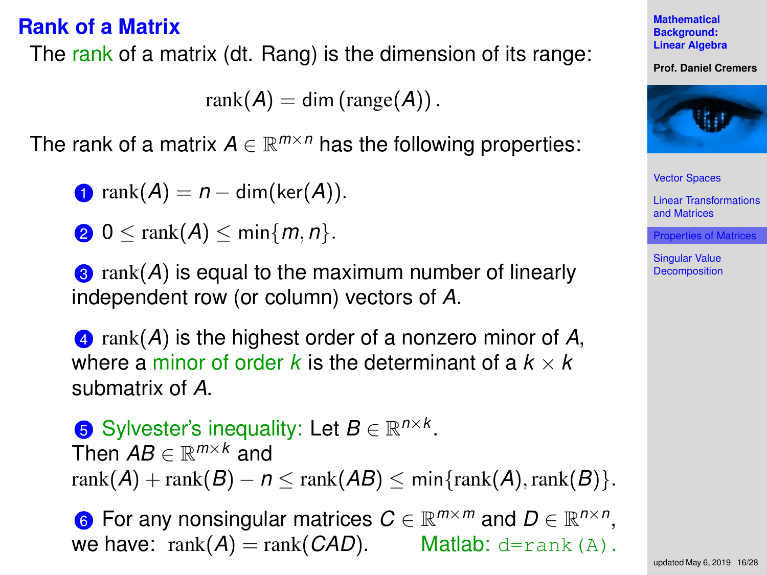## Rank of a Matrix

The rank of a matrix (dt. Rang) is the dimension of its range:

$$\text{rank}(A) = \dim\left(\text{range}(A)\right).$$

The rank of a matrix $A \in \mathbb{R}^{m\times n}$ has the following properties:

1. $\text{rank}(A) = n - \dim(\ker(A))$.
2. $0 \leq \text{rank}(A) \leq \min\{m, n\}$.
3. $\text{rank}(A)$ is equal to the maximum number of linearly independent row (or column) vectors of $A$.
4. $\text{rank}(A)$ is the highest order of a nonzero minor of $A$, where a minor of order $k$ is the determinant of a $k \times k$ submatrix of $A$.
5. Sylvester's inequality: Let $B \in \mathbb{R}^{n\times k}$. Then $AB \in \mathbb{R}^{m\times k}$ and $\text{rank}(A) + \text{rank}(B) - n \leq \text{rank}(AB) \leq \min\{\text{rank}(A), \text{rank}(B)\}$.
6. For any nonsingular matrices $C \in \mathbb{R}^{m\times m}$ and $D \in \mathbb{R}^{n\times n}$, we have: $\text{rank}(A) = \text{rank}(CAD)$.

Matlab: `d=rank(A)`.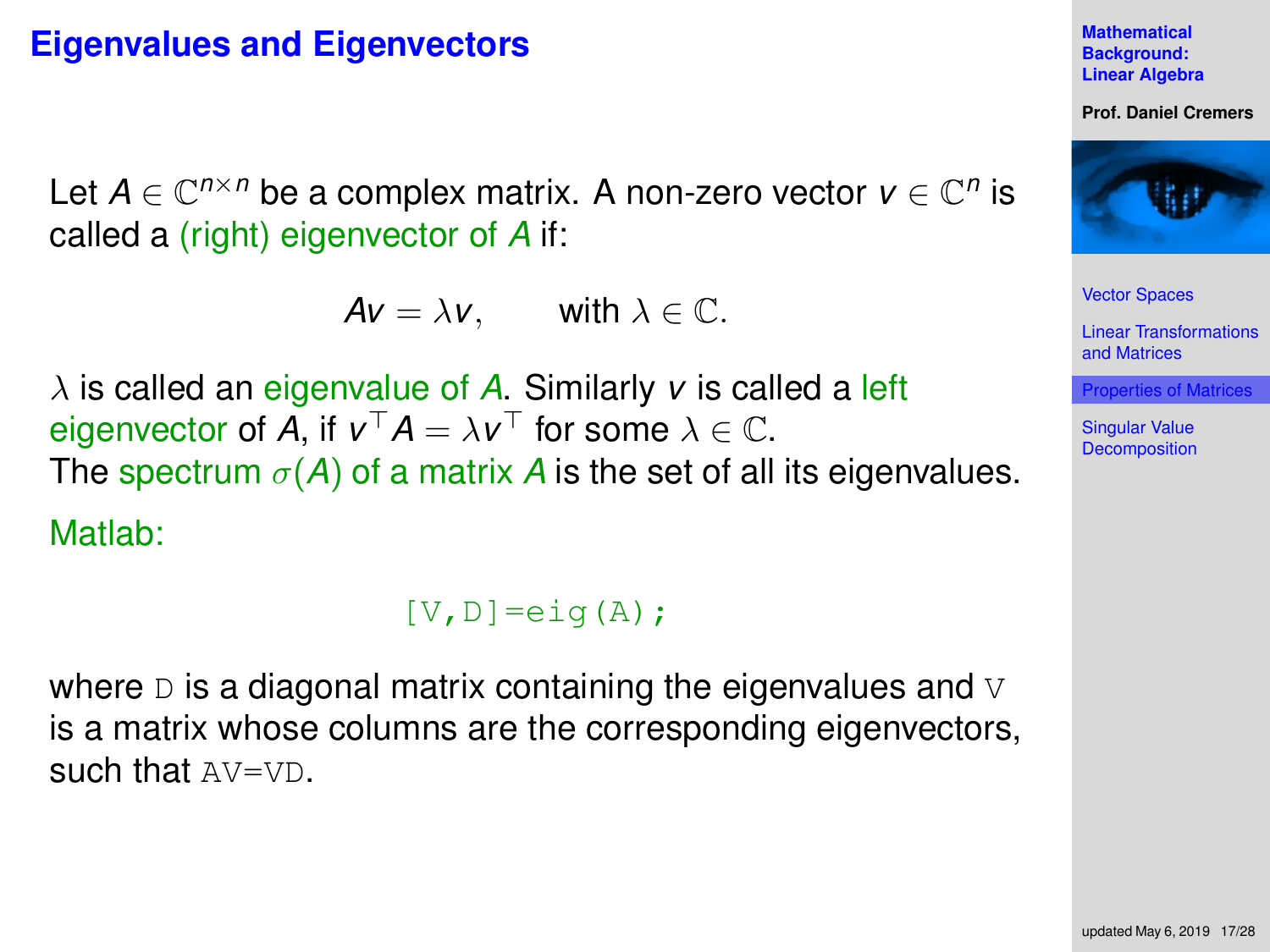# Eigenvalues and Eigenvectors

Let $A \in \mathbb{C}^{n \times n}$ be a complex matrix. A non-zero vector $v \in \mathbb{C}^n$ is called a (right) eigenvector of $A$ if:

$$Av = \lambda v, \qquad \text{with } \lambda \in \mathbb{C}.$$

$\lambda$ is called an eigenvalue of $A$. Similarly $v$ is called a left eigenvector of $A$, if $v^\top A = \lambda v^\top$ for some $\lambda \in \mathbb{C}$.
The spectrum $\sigma(A)$ of a matrix $A$ is the set of all its eigenvalues.

Matlab:

```
[V,D]=eig(A);
```

where `D` is a diagonal matrix containing the eigenvalues and `V` is a matrix whose columns are the corresponding eigenvectors, such that `AV=VD`.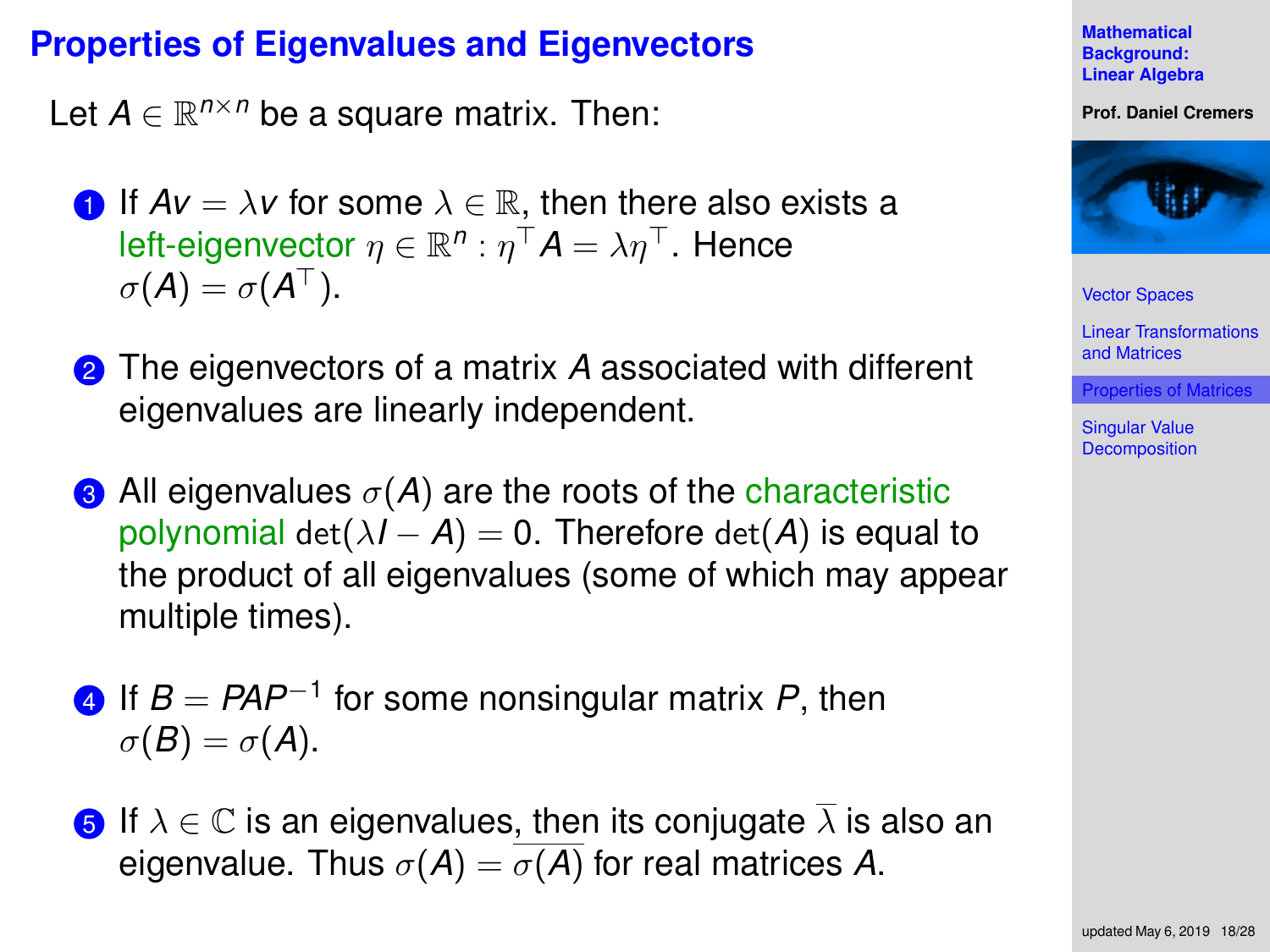## Properties of Eigenvalues and Eigenvectors

Let $A \in \mathbb{R}^{n \times n}$ be a square matrix. Then:

1. If $Av = \lambda v$ for some $\lambda \in \mathbb{R}$, then there also exists a left-eigenvector $\eta \in \mathbb{R}^n : \eta^\top A = \lambda \eta^\top$. Hence $\sigma(A) = \sigma(A^\top)$.
2. The eigenvectors of a matrix $A$ associated with different eigenvalues are linearly independent.
3. All eigenvalues $\sigma(A)$ are the roots of the characteristic polynomial $\det(\lambda I - A) = 0$. Therefore $\det(A)$ is equal to the product of all eigenvalues (some of which may appear multiple times).
4. If $B = PAP^{-1}$ for some nonsingular matrix $P$, then $\sigma(B) = \sigma(A)$.
5. If $\lambda \in \mathbb{C}$ is an eigenvalues, then its conjugate $\overline{\lambda}$ is also an eigenvalue. Thus $\sigma(A) = \overline{\sigma(A)}$ for real matrices $A$.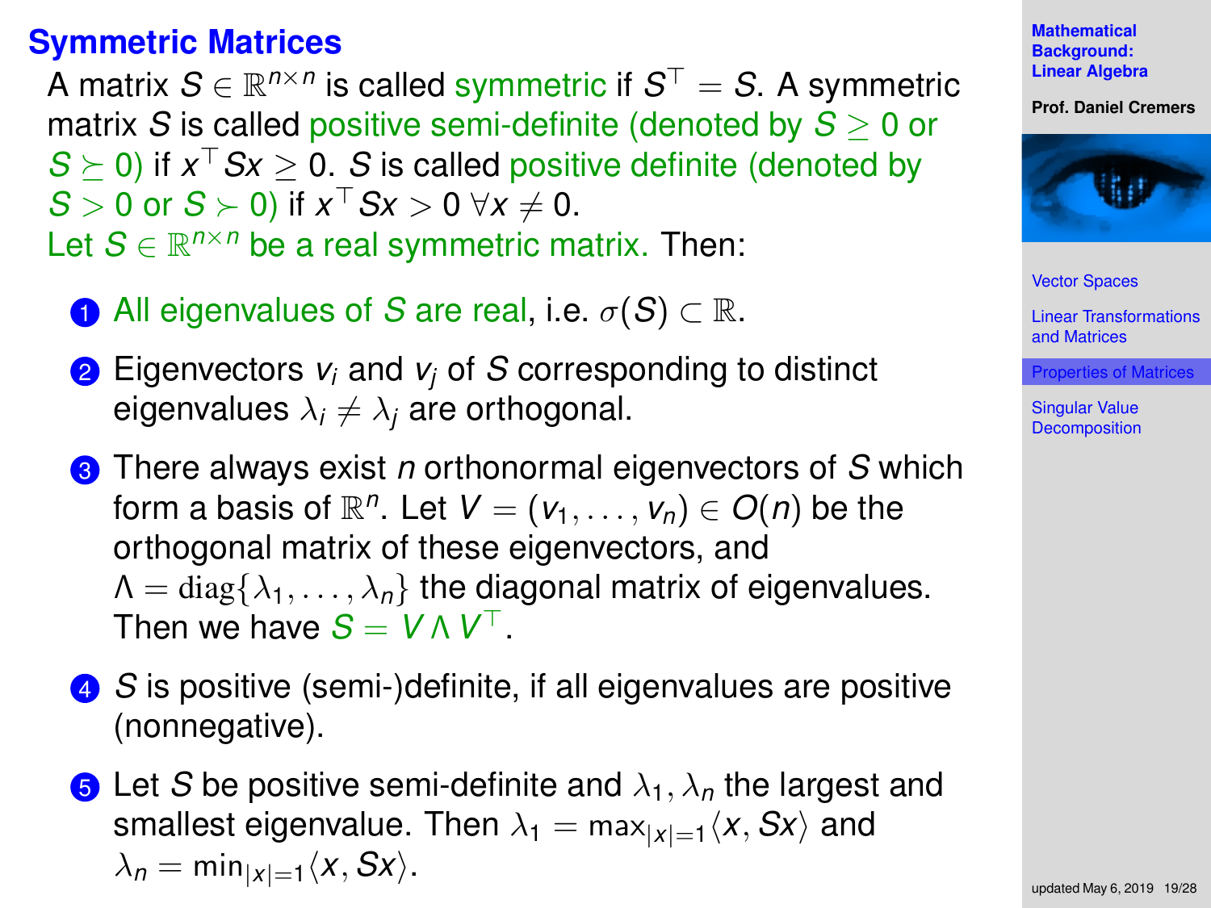## Symmetric Matrices

A matrix $S \in \mathbb{R}^{n \times n}$ is called symmetric if $S^\top = S$. A symmetric matrix $S$ is called positive semi-definite (denoted by $S \geq 0$ or $S \succeq 0$) if $x^\top S x \geq 0$. $S$ is called positive definite (denoted by $S > 0$ or $S \succ 0$) if $x^\top S x > 0 \; \forall x \neq 0$.

Let $S \in \mathbb{R}^{n \times n}$ be a real symmetric matrix. Then:

1. All eigenvalues of $S$ are real, i.e. $\sigma(S) \subset \mathbb{R}$.
2. Eigenvectors $v_i$ and $v_j$ of $S$ corresponding to distinct eigenvalues $\lambda_i \neq \lambda_j$ are orthogonal.
3. There always exist $n$ orthonormal eigenvectors of $S$ which form a basis of $\mathbb{R}^n$. Let $V = (v_1, \ldots, v_n) \in O(n)$ be the orthogonal matrix of these eigenvectors, and $\Lambda = \mathrm{diag}\{\lambda_1, \ldots, \lambda_n\}$ the diagonal matrix of eigenvalues. Then we have $S = V \Lambda V^\top$.
4. $S$ is positive (semi-)definite, if all eigenvalues are positive (nonnegative).
5. Let $S$ be positive semi-definite and $\lambda_1, \lambda_n$ the largest and smallest eigenvalue. Then $\lambda_1 = \max_{|x|=1} \langle x, Sx \rangle$ and $\lambda_n = \min_{|x|=1} \langle x, Sx \rangle$.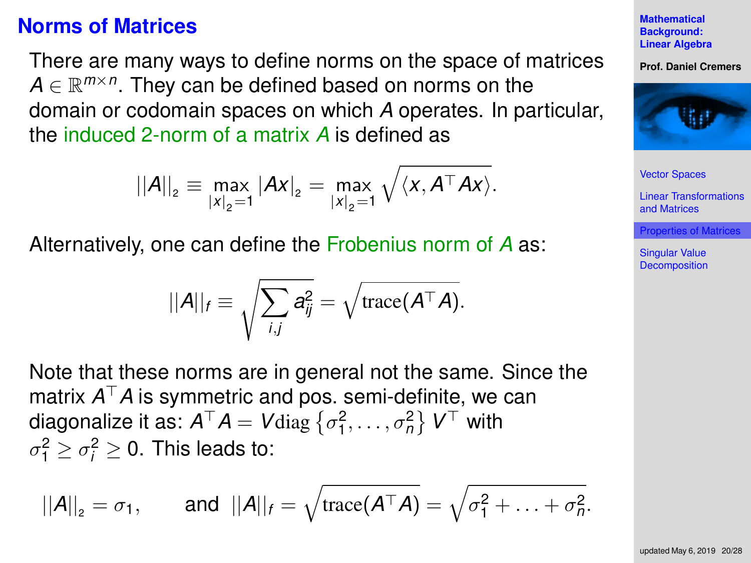# Norms of Matrices

There are many ways to define norms on the space of matrices $A \in \mathbb{R}^{m \times n}$. They can be defined based on norms on the domain or codomain spaces on which $A$ operates. In particular, the induced 2-norm of a matrix $A$ is defined as

$$||A||_2 \equiv \max_{|x|_2=1} |Ax|_2 = \max_{|x|_2=1} \sqrt{\langle x, A^\top Ax \rangle}.$$

Alternatively, one can define the Frobenius norm of $A$ as:

$$||A||_f \equiv \sqrt{\sum_{i,j} a_{ij}^2} = \sqrt{\text{trace}(A^\top A)}.$$

Note that these norms are in general not the same. Since the matrix $A^\top A$ is symmetric and pos. semi-definite, we can diagonalize it as: $A^\top A = V \text{diag}\left\{\sigma_1^2, \ldots, \sigma_n^2\right\} V^\top$ with $\sigma_1^2 \geq \sigma_i^2 \geq 0$. This leads to:

$$||A||_2 = \sigma_1, \qquad \text{and} \quad ||A||_f = \sqrt{\text{trace}(A^\top A)} = \sqrt{\sigma_1^2 + \ldots + \sigma_n^2}.$$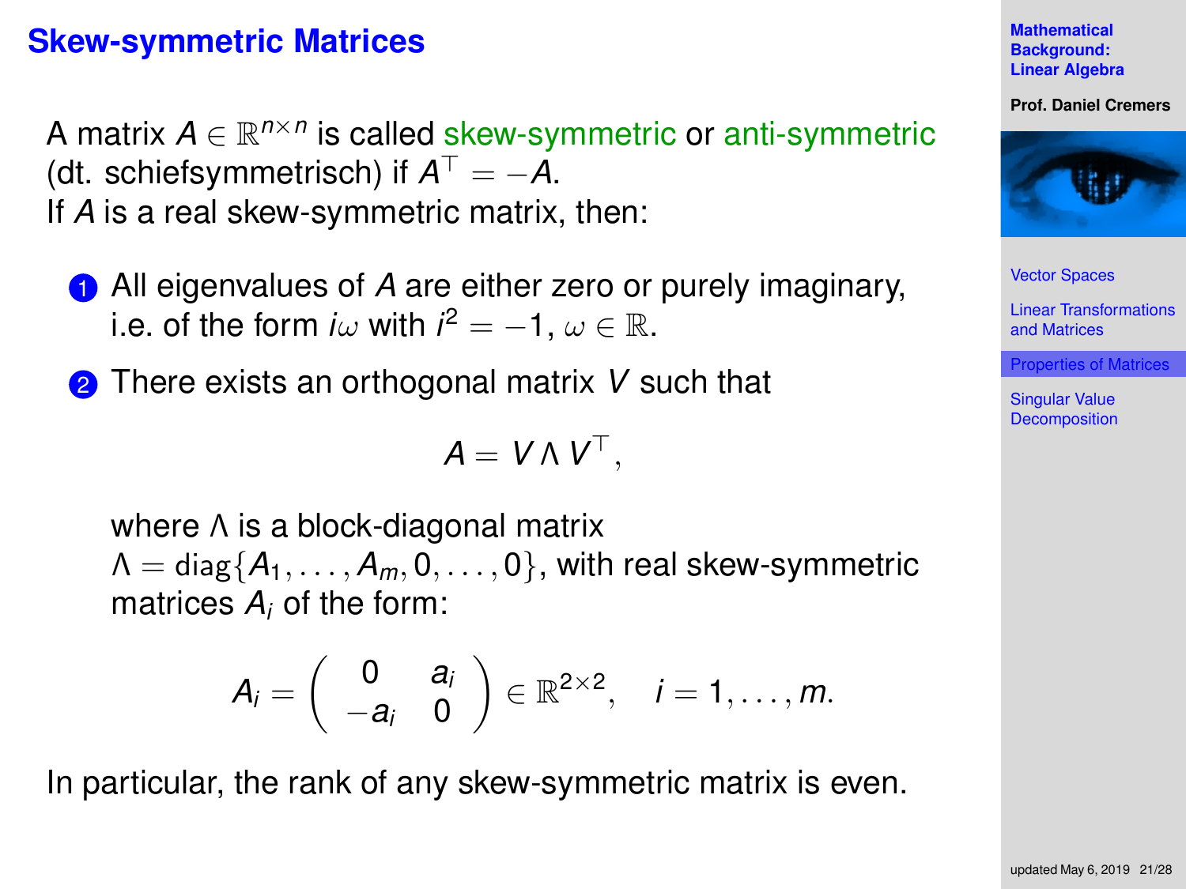# Skew-symmetric Matrices

A matrix $A \in \mathbb{R}^{n \times n}$ is called skew-symmetric or anti-symmetric (dt. schiefsymmetrisch) if $A^\top = -A$.
If $A$ is a real skew-symmetric matrix, then:

1. All eigenvalues of $A$ are either zero or purely imaginary, i.e. of the form $i\omega$ with $i^2 = -1$, $\omega \in \mathbb{R}$.
2. There exists an orthogonal matrix $V$ such that

$$A = V \Lambda V^\top,$$

   where $\Lambda$ is a block-diagonal matrix $\Lambda = \text{diag}\{A_1, \dots, A_m, 0, \dots, 0\}$, with real skew-symmetric matrices $A_i$ of the form:

$$A_i = \begin{pmatrix} 0 & a_i \\ -a_i & 0 \end{pmatrix} \in \mathbb{R}^{2 \times 2}, \quad i = 1, \dots, m.$$

In particular, the rank of any skew-symmetric matrix is even.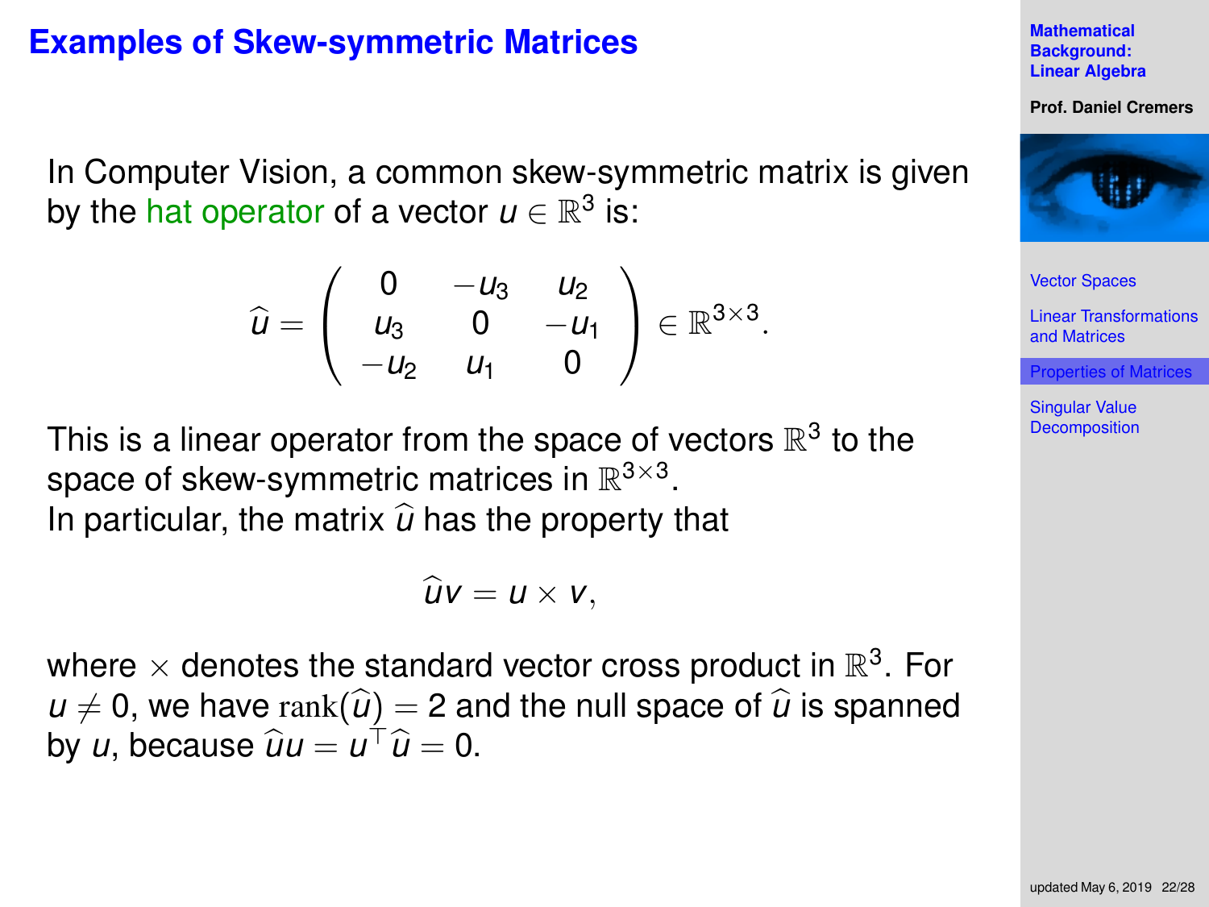# Examples of Skew-symmetric Matrices

In Computer Vision, a common skew-symmetric matrix is given by the hat operator of a vector $u \in \mathbb{R}^3$ is:

$$\widehat{u} = \begin{pmatrix} 0 & -u_3 & u_2 \\ u_3 & 0 & -u_1 \\ -u_2 & u_1 & 0 \end{pmatrix} \in \mathbb{R}^{3\times 3}.$$

This is a linear operator from the space of vectors $\mathbb{R}^3$ to the space of skew-symmetric matrices in $\mathbb{R}^{3\times 3}$.
In particular, the matrix $\widehat{u}$ has the property that

$$\widehat{u}v = u \times v,$$

where $\times$ denotes the standard vector cross product in $\mathbb{R}^3$. For $u \neq 0$, we have $\mathrm{rank}(\widehat{u}) = 2$ and the null space of $\widehat{u}$ is spanned by $u$, because $\widehat{u}u = u^\top \widehat{u} = 0$.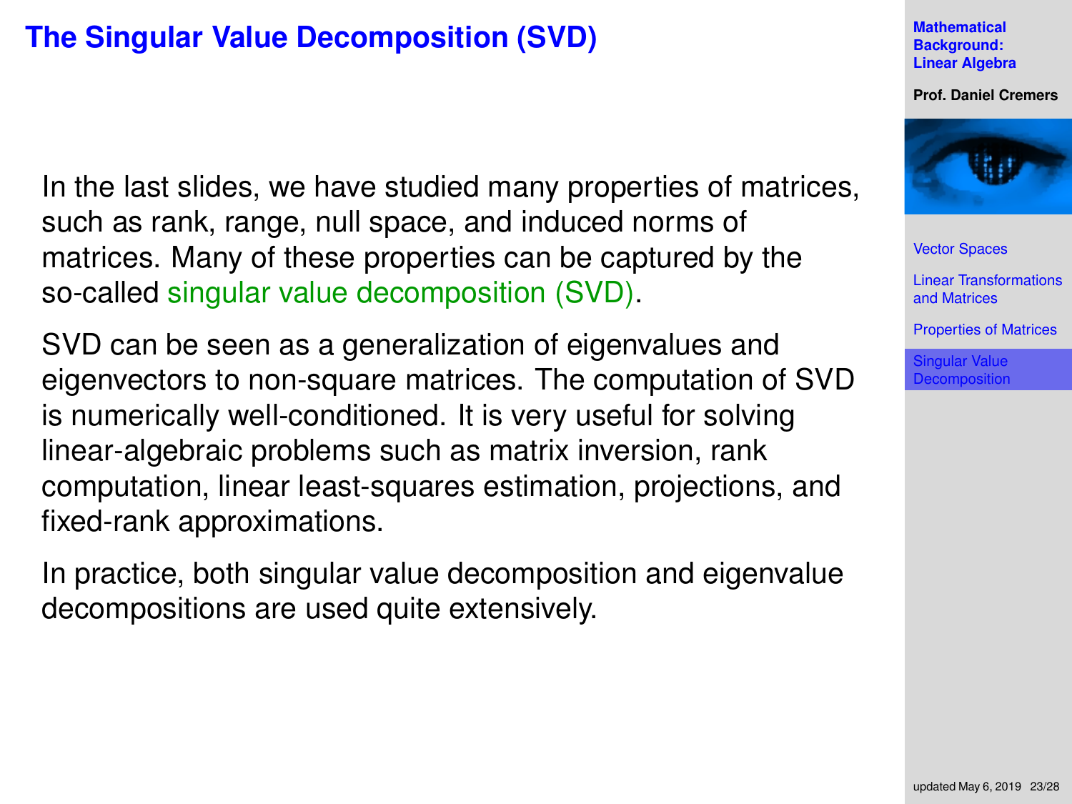# The Singular Value Decomposition (SVD)

In the last slides, we have studied many properties of matrices, such as rank, range, null space, and induced norms of matrices. Many of these properties can be captured by the so-called singular value decomposition (SVD).

SVD can be seen as a generalization of eigenvalues and eigenvectors to non-square matrices. The computation of SVD is numerically well-conditioned. It is very useful for solving linear-algebraic problems such as matrix inversion, rank computation, linear least-squares estimation, projections, and fixed-rank approximations.

In practice, both singular value decomposition and eigenvalue decompositions are used quite extensively.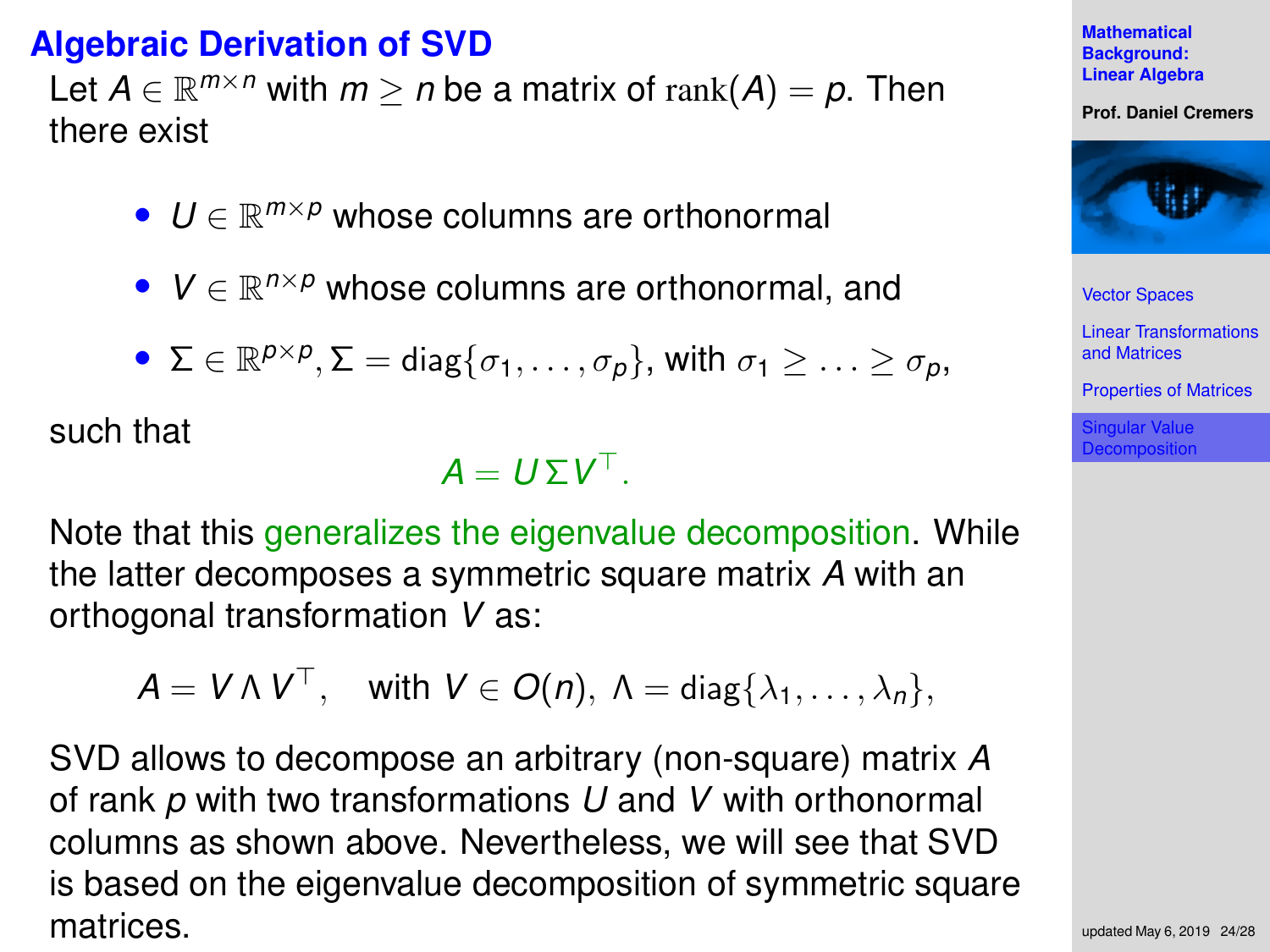# Algebraic Derivation of SVD

Let $A \in \mathbb{R}^{m \times n}$ with $m \geq n$ be a matrix of $\text{rank}(A) = p$. Then there exist

- $U \in \mathbb{R}^{m \times p}$ whose columns are orthonormal
- $V \in \mathbb{R}^{n \times p}$ whose columns are orthonormal, and
- $\Sigma \in \mathbb{R}^{p \times p}, \Sigma = \text{diag}\{\sigma_1, \ldots, \sigma_p\}$, with $\sigma_1 \geq \ldots \geq \sigma_p$,

such that

$$A = U \Sigma V^\top.$$

Note that this generalizes the eigenvalue decomposition. While the latter decomposes a symmetric square matrix $A$ with an orthogonal transformation $V$ as:

$$A = V \Lambda V^\top, \quad \text{with } V \in O(n),\ \Lambda = \text{diag}\{\lambda_1, \ldots, \lambda_n\},$$

SVD allows to decompose an arbitrary (non-square) matrix $A$ of rank $p$ with two transformations $U$ and $V$ with orthonormal columns as shown above. Nevertheless, we will see that SVD is based on the eigenvalue decomposition of symmetric square matrices.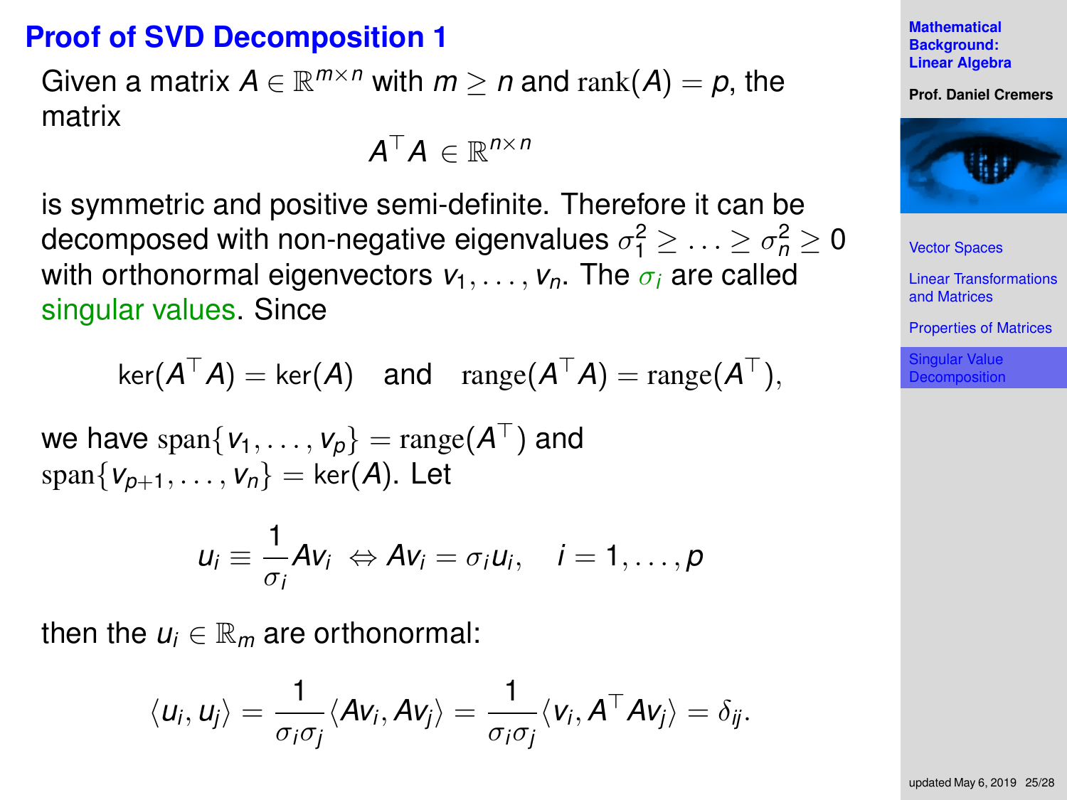# Proof of SVD Decomposition 1

Given a matrix $A \in \mathbb{R}^{m \times n}$ with $m \geq n$ and $\mathrm{rank}(A) = p$, the matrix

$$A^\top A \in \mathbb{R}^{n \times n}$$

is symmetric and positive semi-definite. Therefore it can be decomposed with non-negative eigenvalues $\sigma_1^2 \geq \ldots \geq \sigma_n^2 \geq 0$ with orthonormal eigenvectors $v_1, \ldots, v_n$. The $\sigma_i$ are called singular values. Since

$$\ker(A^\top A) = \ker(A) \quad \text{and} \quad \mathrm{range}(A^\top A) = \mathrm{range}(A^\top),$$

we have $\mathrm{span}\{v_1, \ldots, v_p\} = \mathrm{range}(A^\top)$ and $\mathrm{span}\{v_{p+1}, \ldots, v_n\} = \ker(A)$. Let

$$u_i \equiv \frac{1}{\sigma_i} A v_i \;\Leftrightarrow A v_i = \sigma_i u_i, \quad i = 1, \ldots, p$$

then the $u_i \in \mathbb{R}_m$ are orthonormal:

$$\langle u_i, u_j \rangle = \frac{1}{\sigma_i \sigma_j} \langle A v_i, A v_j \rangle = \frac{1}{\sigma_i \sigma_j} \langle v_i, A^\top A v_j \rangle = \delta_{ij}.$$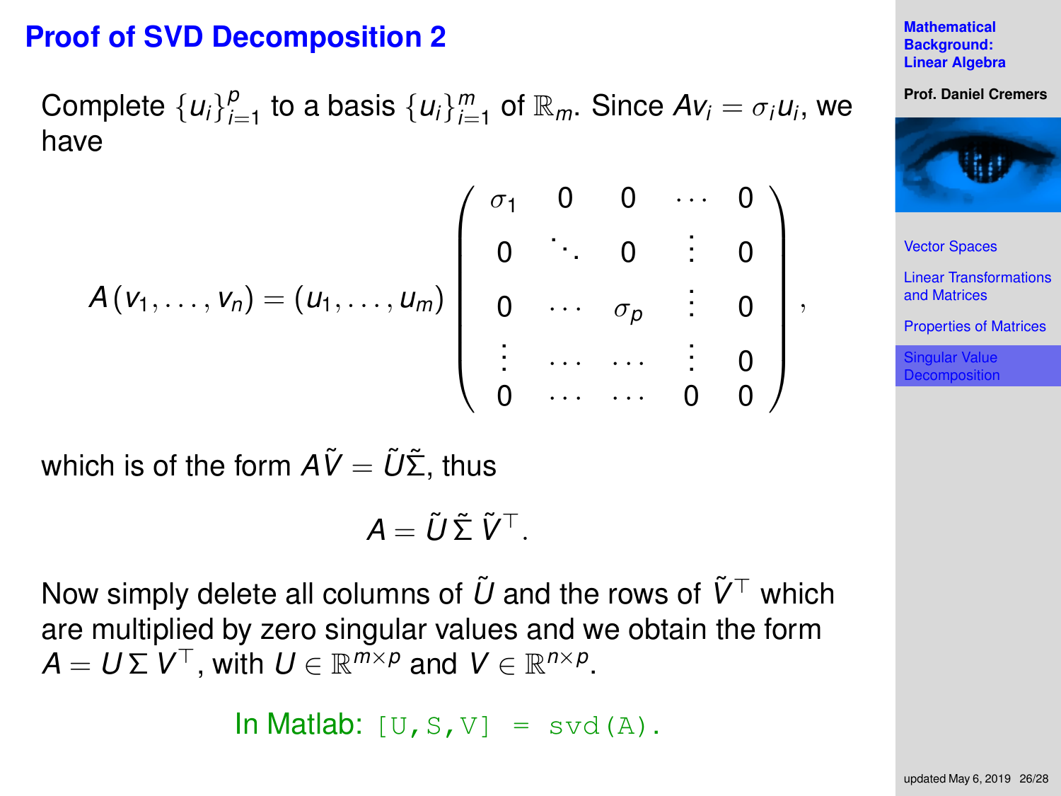# Proof of SVD Decomposition 2

Complete $\{u_i\}_{i=1}^p$ to a basis $\{u_i\}_{i=1}^m$ of $\mathbb{R}_m$. Since $Av_i = \sigma_i u_i$, we have

$$A\,(v_1, \ldots, v_n) = (u_1, \ldots, u_m) \begin{pmatrix} \sigma_1 & 0 & 0 & \cdots & 0 \\ 0 & \ddots & 0 & \vdots & 0 \\ 0 & \cdots & \sigma_p & \vdots & 0 \\ \vdots & \cdots & \cdots & \vdots & 0 \\ 0 & \cdots & \cdots & 0 & 0 \end{pmatrix},$$

which is of the form $A\tilde{V} = \tilde{U}\tilde{\Sigma}$, thus

$$A = \tilde{U}\,\tilde{\Sigma}\,\tilde{V}^\top.$$

Now simply delete all columns of $\tilde{U}$ and the rows of $\tilde{V}^\top$ which are multiplied by zero singular values and we obtain the form $A = U\,\Sigma\,V^\top$, with $U \in \mathbb{R}^{m\times p}$ and $V \in \mathbb{R}^{n\times p}$.

In Matlab: `[U,S,V] = svd(A).`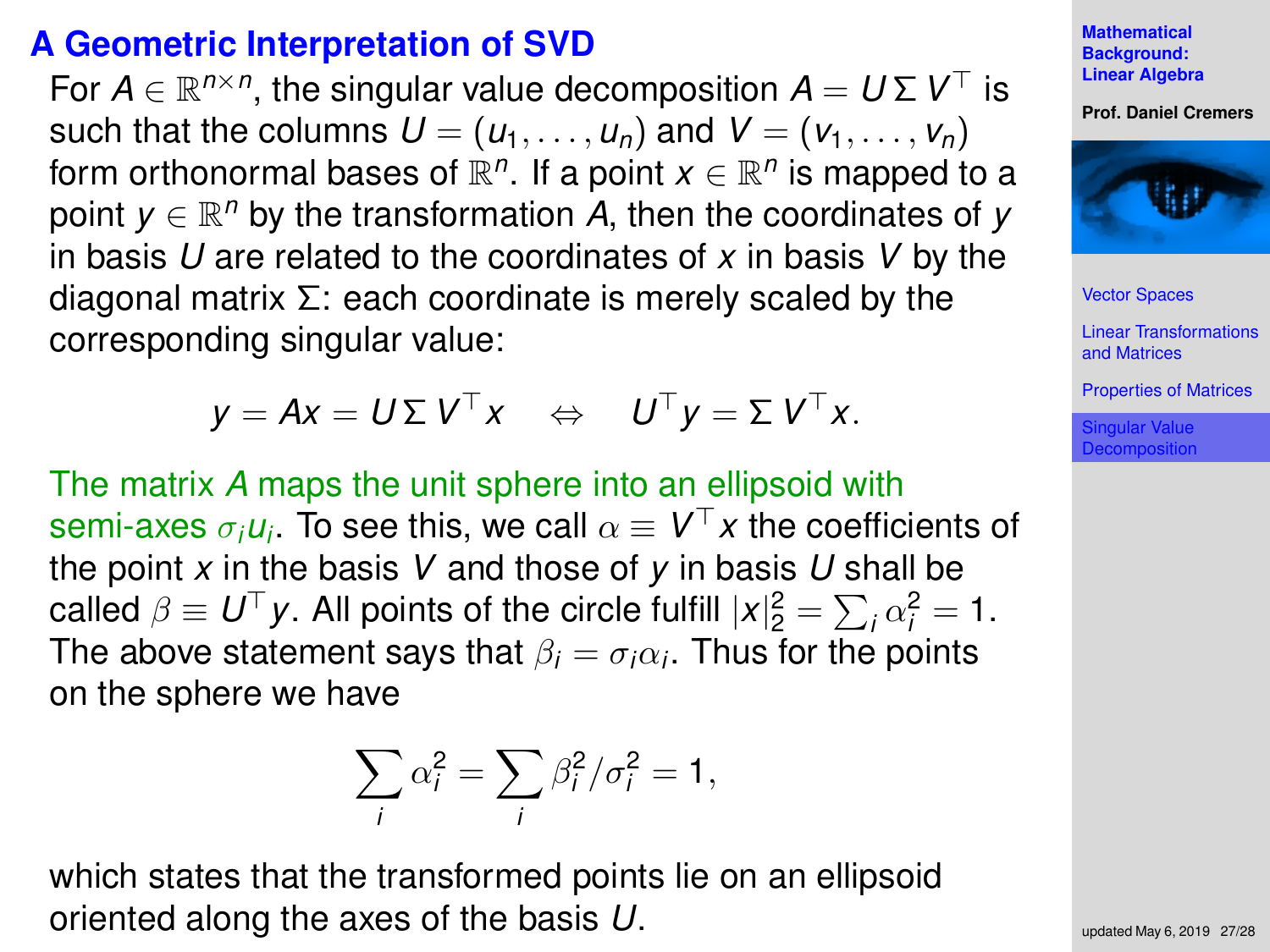# A Geometric Interpretation of SVD

For $A \in \mathbb{R}^{n \times n}$, the singular value decomposition $A = U \Sigma V^\top$ is such that the columns $U = (u_1, \dots, u_n)$ and $V = (v_1, \dots, v_n)$ form orthonormal bases of $\mathbb{R}^n$. If a point $x \in \mathbb{R}^n$ is mapped to a point $y \in \mathbb{R}^n$ by the transformation $A$, then the coordinates of $y$ in basis $U$ are related to the coordinates of $x$ in basis $V$ by the diagonal matrix $\Sigma$: each coordinate is merely scaled by the corresponding singular value:

$$y = Ax = U \Sigma V^\top x \quad \Leftrightarrow \quad U^\top y = \Sigma V^\top x.$$

The matrix $A$ maps the unit sphere into an ellipsoid with semi-axes $\sigma_i u_i$. To see this, we call $\alpha \equiv V^\top x$ the coefficients of the point $x$ in the basis $V$ and those of $y$ in basis $U$ shall be called $\beta \equiv U^\top y$. All points of the circle fulfill $|x|_2^2 = \sum_i \alpha_i^2 = 1$. The above statement says that $\beta_i = \sigma_i \alpha_i$. Thus for the points on the sphere we have

$$\sum_i \alpha_i^2 = \sum_i \beta_i^2 / \sigma_i^2 = 1,$$

which states that the transformed points lie on an ellipsoid oriented along the axes of the basis $U$.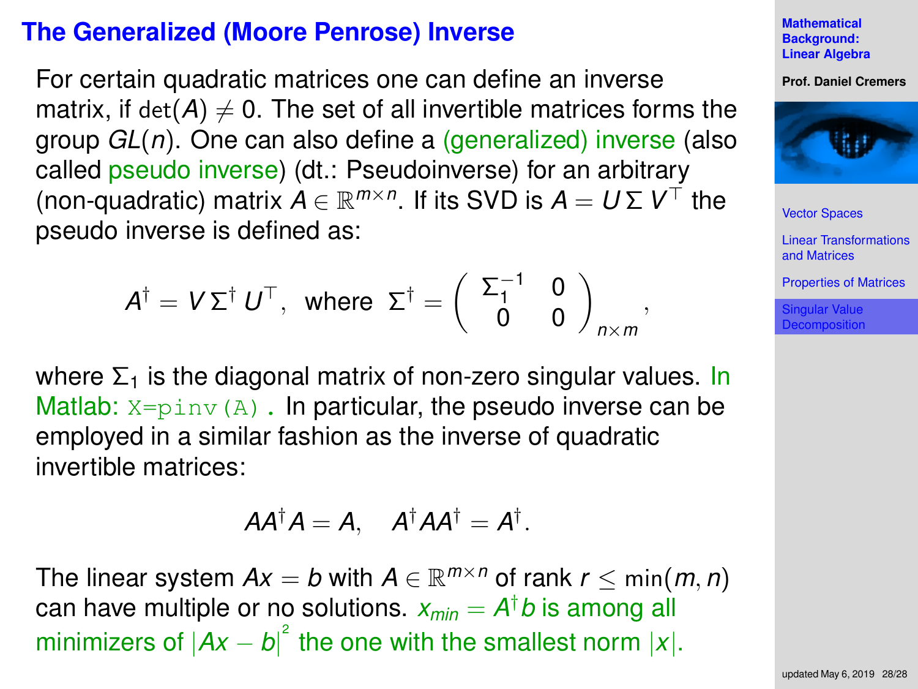# The Generalized (Moore Penrose) Inverse

For certain quadratic matrices one can define an inverse matrix, if $\det(A) \neq 0$. The set of all invertible matrices forms the group $GL(n)$. One can also define a (generalized) inverse (also called pseudo inverse) (dt.: Pseudoinverse) for an arbitrary (non-quadratic) matrix $A \in \mathbb{R}^{m \times n}$. If its SVD is $A = U \Sigma V^\top$ the pseudo inverse is defined as:

$$A^\dagger = V \Sigma^\dagger U^\top, \quad \text{where} \quad \Sigma^\dagger = \begin{pmatrix} \Sigma_1^{-1} & 0 \\ 0 & 0 \end{pmatrix}_{n \times m},$$

where $\Sigma_1$ is the diagonal matrix of non-zero singular values. In Matlab: `X=pinv(A)`. In particular, the pseudo inverse can be employed in a similar fashion as the inverse of quadratic invertible matrices:

$$AA^\dagger A = A, \quad A^\dagger A A^\dagger = A^\dagger.$$

The linear system $Ax = b$ with $A \in \mathbb{R}^{m \times n}$ of rank $r \leq \min(m, n)$ can have multiple or no solutions. $x_{min} = A^\dagger b$ is among all minimizers of $|Ax - b|^2$ the one with the smallest norm $|x|$.